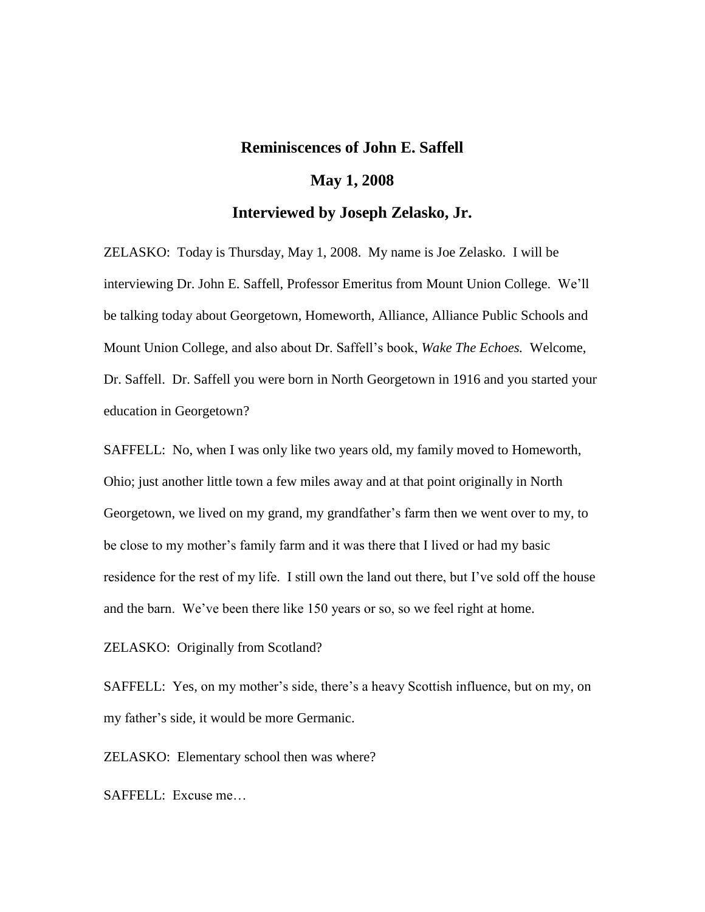# Reminiscences of John E. Saffell

## May 1, 2008

## Interviewed by Joseph Zelasko, Jr.

ZELASKO: Today is Thursday, May 1, 2008. My name is Joe Zelasko. I will be interviewing Dr. John E. Saffell, Professor Emeritus from Mount Union College. We'll be talking today about Georgetown, Homeworth, Alliance, Alliance Public Schools and Mount Union College, and also about Dr. Saffell's book, *Wake The Echoes.* Welcome, Dr. Saffell. Dr. Saffell you were born in North Georgetown in 1916 and you started your education in Georgetown?

SAFFELL: No, when I was only like two years old, my family moved to Homeworth, Ohio; just another little town a few miles away and at that point originally in North Georgetown, we lived on my grand, my grandfather's farm then we went over to my, to be close to my mother's family farm and it was there that I lived or had my basic residence for the rest of my life. I still own the land out there, but I've sold off the house and the barn. We've been there like 150 years or so, so we feel right at home.

ZELASKO: Originally from Scotland?

SAFFELL: Yes, on my mother's side, there's a heavy Scottish influence, but on my, on my father's side, it would be more Germanic.

ZELASKO: Elementary school then was where?

SAFFELL: Excuse me…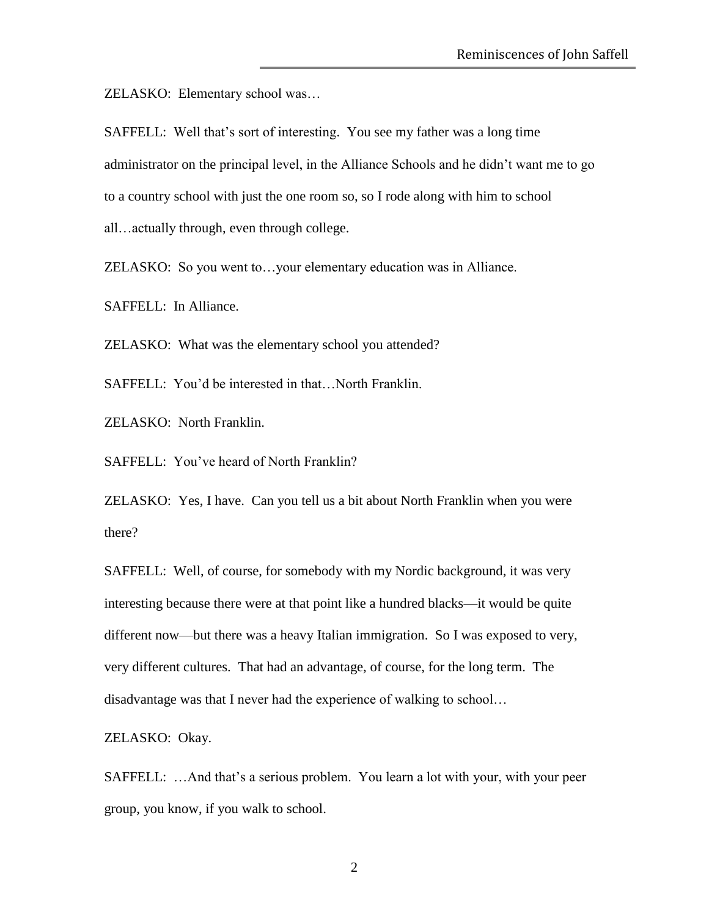ZELASKO: Elementary school was…

SAFFELL: Well that's sort of interesting. You see my father was a long time administrator on the principal level, in the Alliance Schools and he didn't want me to go to a country school with just the one room so, so I rode along with him to school all…actually through, even through college.

ZELASKO: So you went to…your elementary education was in Alliance.

SAFFELL: In Alliance.

ZELASKO: What was the elementary school you attended?

SAFFELL: You'd be interested in that…North Franklin.

ZELASKO: North Franklin.

SAFFELL: You've heard of North Franklin?

ZELASKO: Yes, I have. Can you tell us a bit about North Franklin when you were there?

SAFFELL: Well, of course, for somebody with my Nordic background, it was very interesting because there were at that point like a hundred blacks—it would be quite different now—but there was a heavy Italian immigration. So I was exposed to very, very different cultures. That had an advantage, of course, for the long term. The disadvantage was that I never had the experience of walking to school…

ZELASKO: Okay.

SAFFELL: …And that's a serious problem. You learn a lot with your, with your peer group, you know, if you walk to school.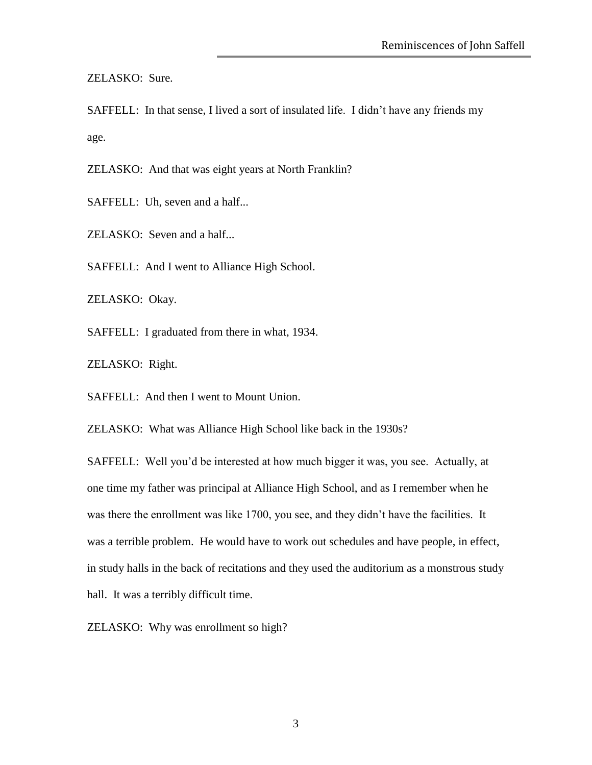ZELASKO: Sure.

SAFFELL: In that sense, I lived a sort of insulated life. I didn't have any friends my age.

ZELASKO: And that was eight years at North Franklin?

SAFFELL: Uh, seven and a half...

ZELASKO: Seven and a half...

SAFFELL: And I went to Alliance High School.

ZELASKO: Okay.

SAFFELL: I graduated from there in what, 1934.

ZELASKO: Right.

SAFFELL: And then I went to Mount Union.

ZELASKO: What was Alliance High School like back in the 1930s?

SAFFELL: Well you'd be interested at how much bigger it was, you see. Actually, at one time my father was principal at Alliance High School, and as I remember when he was there the enrollment was like 1700, you see, and they didn't have the facilities. It was a terrible problem. He would have to work out schedules and have people, in effect, in study halls in the back of recitations and they used the auditorium as a monstrous study hall. It was a terribly difficult time.

ZELASKO: Why was enrollment so high?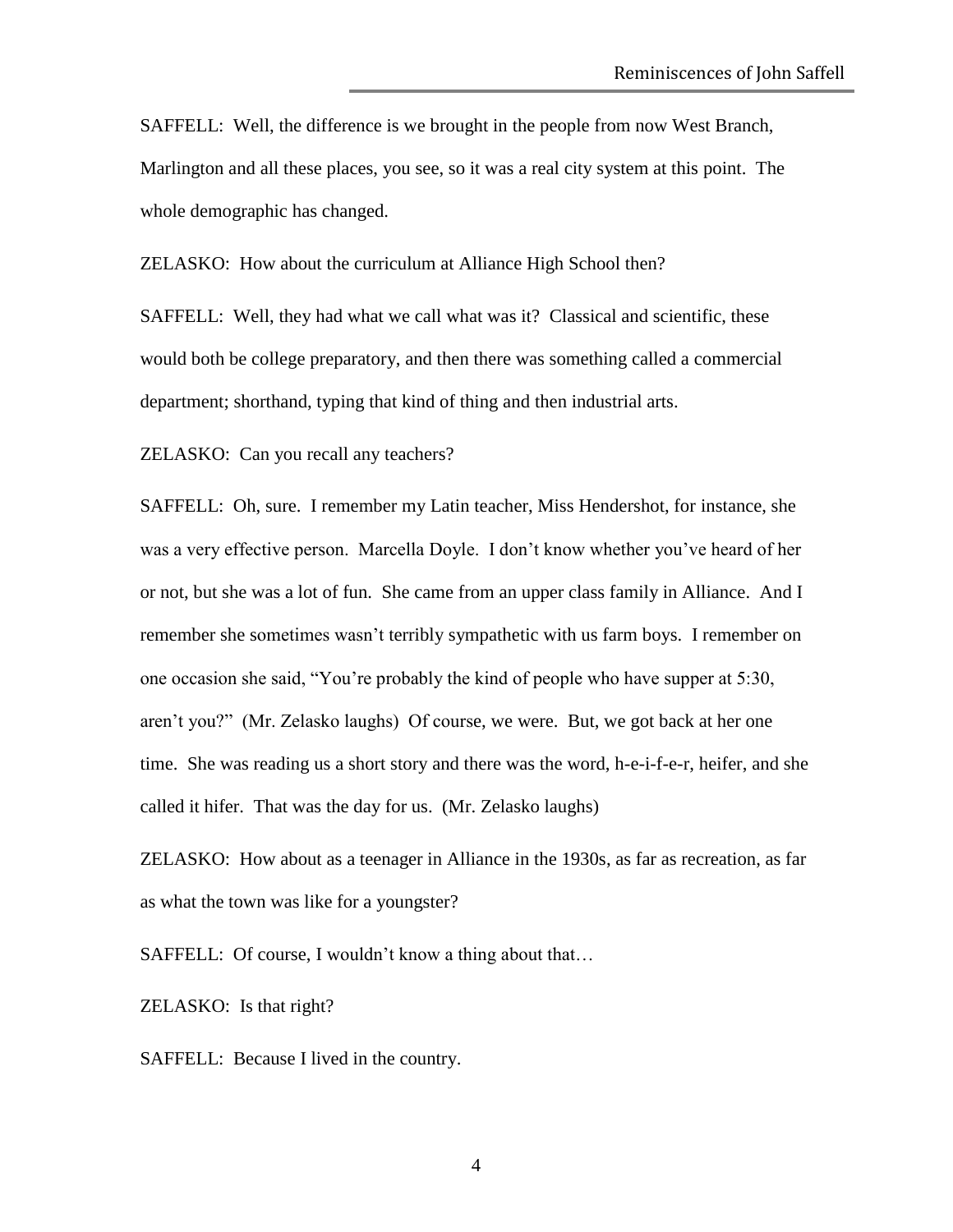SAFFELL: Well, the difference is we brought in the people from now West Branch, Marlington and all these places, you see, so it was a real city system at this point. The whole demographic has changed.

ZELASKO: How about the curriculum at Alliance High School then?

SAFFELL: Well, they had what we call what was it? Classical and scientific, these would both be college preparatory, and then there was something called a commercial department; shorthand, typing that kind of thing and then industrial arts.

ZELASKO: Can you recall any teachers?

SAFFELL: Oh, sure. I remember my Latin teacher, Miss Hendershot, for instance, she was a very effective person. Marcella Doyle. I don't know whether you've heard of her or not, but she was a lot of fun. She came from an upper class family in Alliance. And I remember she sometimes wasn't terribly sympathetic with us farm boys. I remember on one occasion she said, "You're probably the kind of people who have supper at 5:30, aren't you?" (Mr. Zelasko laughs) Of course, we were. But, we got back at her one time. She was reading us a short story and there was the word, h-e-i-f-e-r, heifer, and she called it hifer. That was the day for us. (Mr. Zelasko laughs)

ZELASKO: How about as a teenager in Alliance in the 1930s, as far as recreation, as far as what the town was like for a youngster?

SAFFELL: Of course, I wouldn't know a thing about that…

ZELASKO: Is that right?

SAFFELL: Because I lived in the country.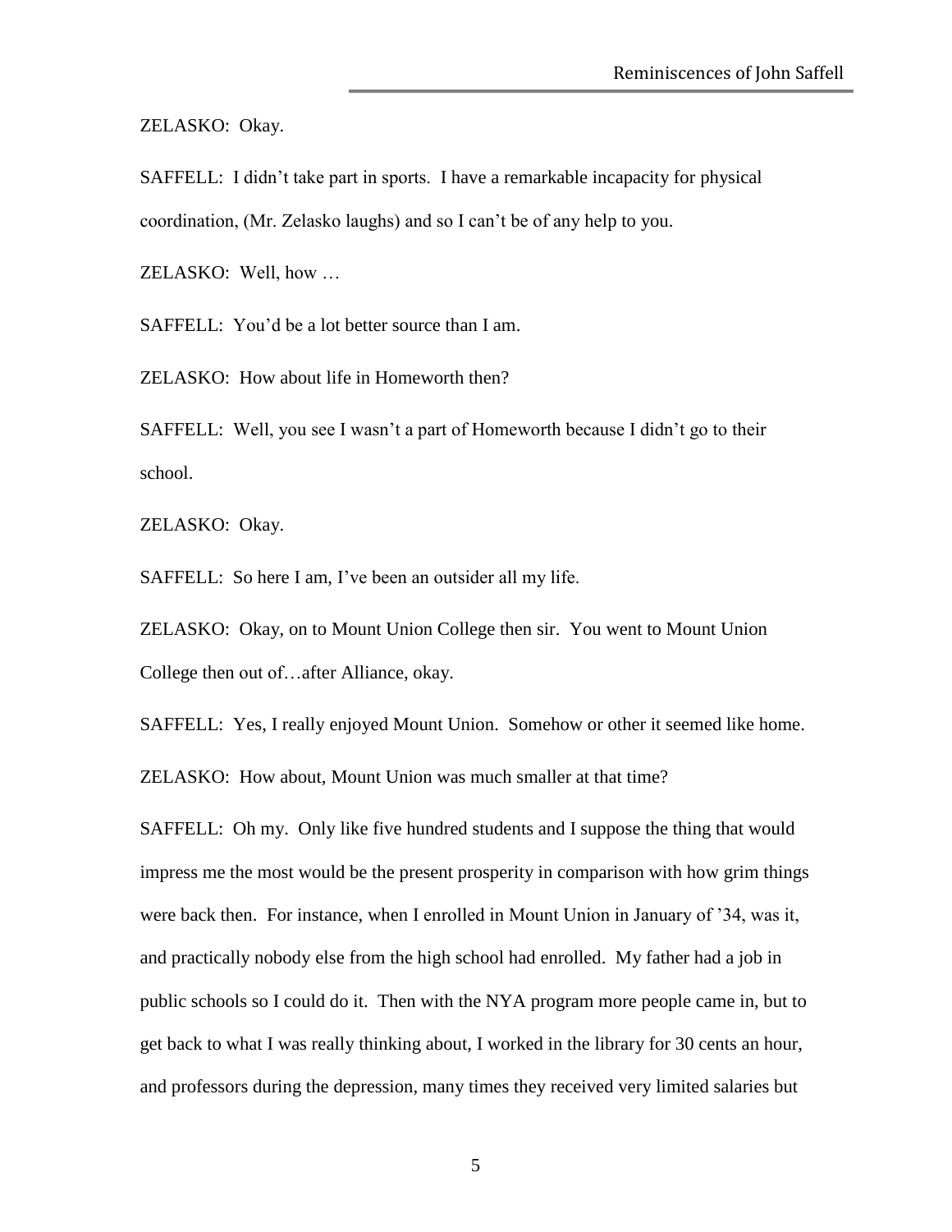ZELASKO: Okay.

SAFFELL: I didn't take part in sports. I have a remarkable incapacity for physical coordination, (Mr. Zelasko laughs) and so I can't be of any help to you.

ZELASKO: Well, how …

SAFFELL: You'd be a lot better source than I am.

ZELASKO: How about life in Homeworth then?

SAFFELL: Well, you see I wasn't a part of Homeworth because I didn't go to their school.

ZELASKO: Okay.

SAFFELL: So here I am, I've been an outsider all my life.

ZELASKO: Okay, on to Mount Union College then sir. You went to Mount Union College then out of…after Alliance, okay.

SAFFELL: Yes, I really enjoyed Mount Union. Somehow or other it seemed like home.

ZELASKO: How about, Mount Union was much smaller at that time?

SAFFELL: Oh my. Only like five hundred students and I suppose the thing that would impress me the most would be the present prosperity in comparison with how grim things were back then. For instance, when I enrolled in Mount Union in January of '34, was it, and practically nobody else from the high school had enrolled. My father had a job in public schools so I could do it. Then with the NYA program more people came in, but to get back to what I was really thinking about, I worked in the library for 30 cents an hour, and professors during the depression, many times they received very limited salaries but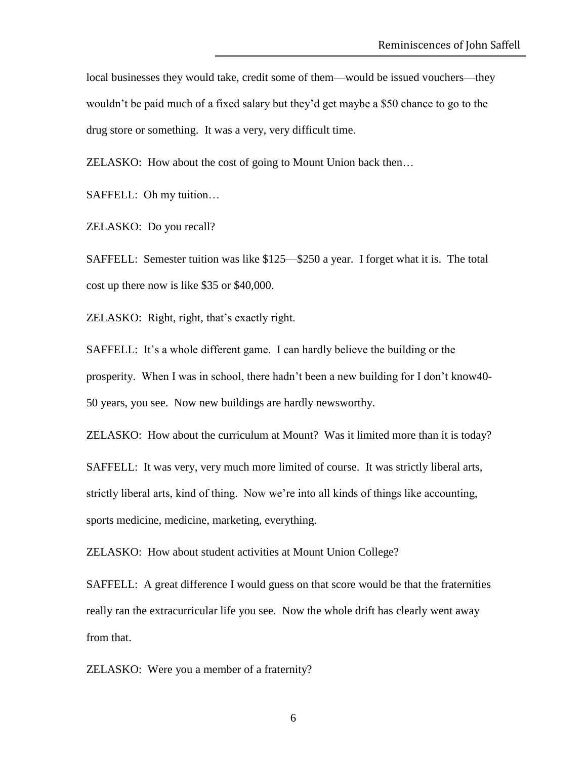local businesses they would take, credit some of them—would be issued vouchers—they wouldn't be paid much of a fixed salary but they'd get maybe a $50 chance to go to the drug store or something. It was a very, very difficult time.

ZELASKO: How about the cost of going to Mount Union back then…

SAFFELL: Oh my tuition…

ZELASKO: Do you recall?

SAFFELL: Semester tuition was like $125—$250 a year. I forget what it is. The total cost up there now is like $35 or $40,000.

ZELASKO: Right, right, that's exactly right.

SAFFELL: It's a whole different game. I can hardly believe the building or the prosperity. When I was in school, there hadn't been a new building for I don't know40-50 years, you see. Now new buildings are hardly newsworthy.

ZELASKO: How about the curriculum at Mount? Was it limited more than it is today?

SAFFELL: It was very, very much more limited of course. It was strictly liberal arts, strictly liberal arts, kind of thing. Now we're into all kinds of things like accounting, sports medicine, medicine, marketing, everything.

ZELASKO: How about student activities at Mount Union College?

SAFFELL: A great difference I would guess on that score would be that the fraternities really ran the extracurricular life you see. Now the whole drift has clearly went away from that.

ZELASKO: Were you a member of a fraternity?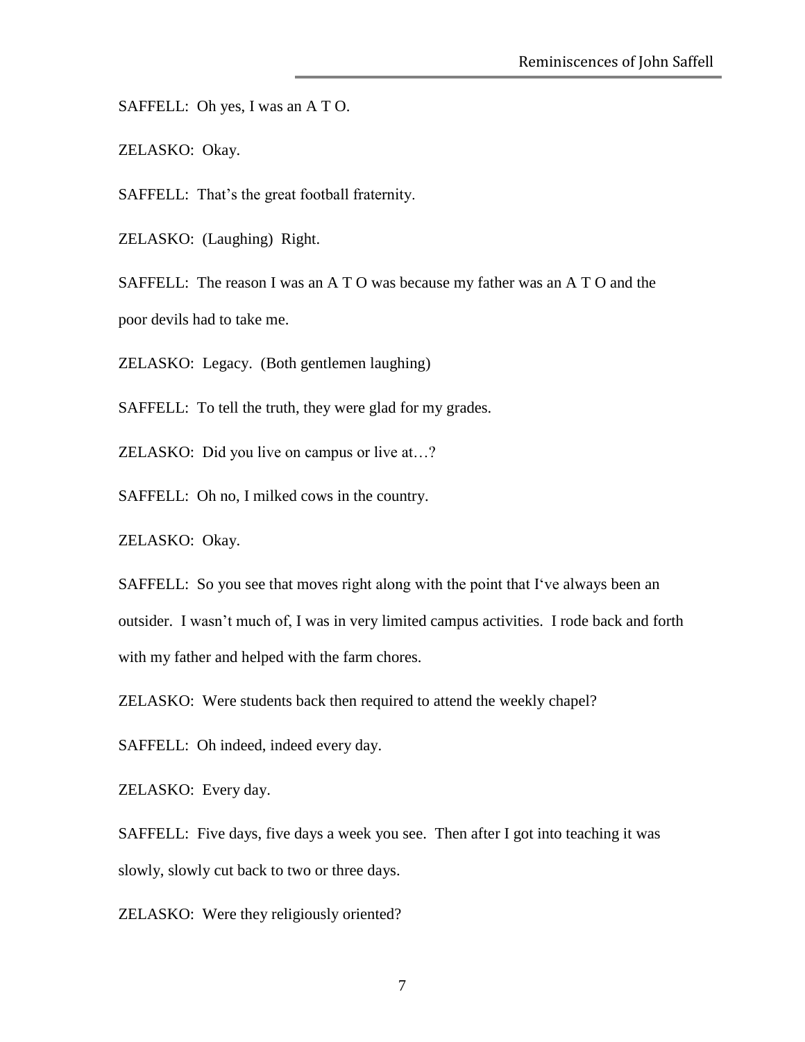SAFFELL: Oh yes, I was an A T O.

ZELASKO: Okay.

SAFFELL: That's the great football fraternity.

ZELASKO: (Laughing) Right.

SAFFELL: The reason I was an A T O was because my father was an A T O and the poor devils had to take me.

ZELASKO: Legacy. (Both gentlemen laughing)

SAFFELL: To tell the truth, they were glad for my grades.

ZELASKO: Did you live on campus or live at…?

SAFFELL: Oh no, I milked cows in the country.

ZELASKO: Okay.

SAFFELL: So you see that moves right along with the point that I've always been an outsider. I wasn't much of, I was in very limited campus activities. I rode back and forth with my father and helped with the farm chores.

ZELASKO: Were students back then required to attend the weekly chapel?

SAFFELL: Oh indeed, indeed every day.

ZELASKO: Every day.

SAFFELL: Five days, five days a week you see. Then after I got into teaching it was slowly, slowly cut back to two or three days.

ZELASKO: Were they religiously oriented?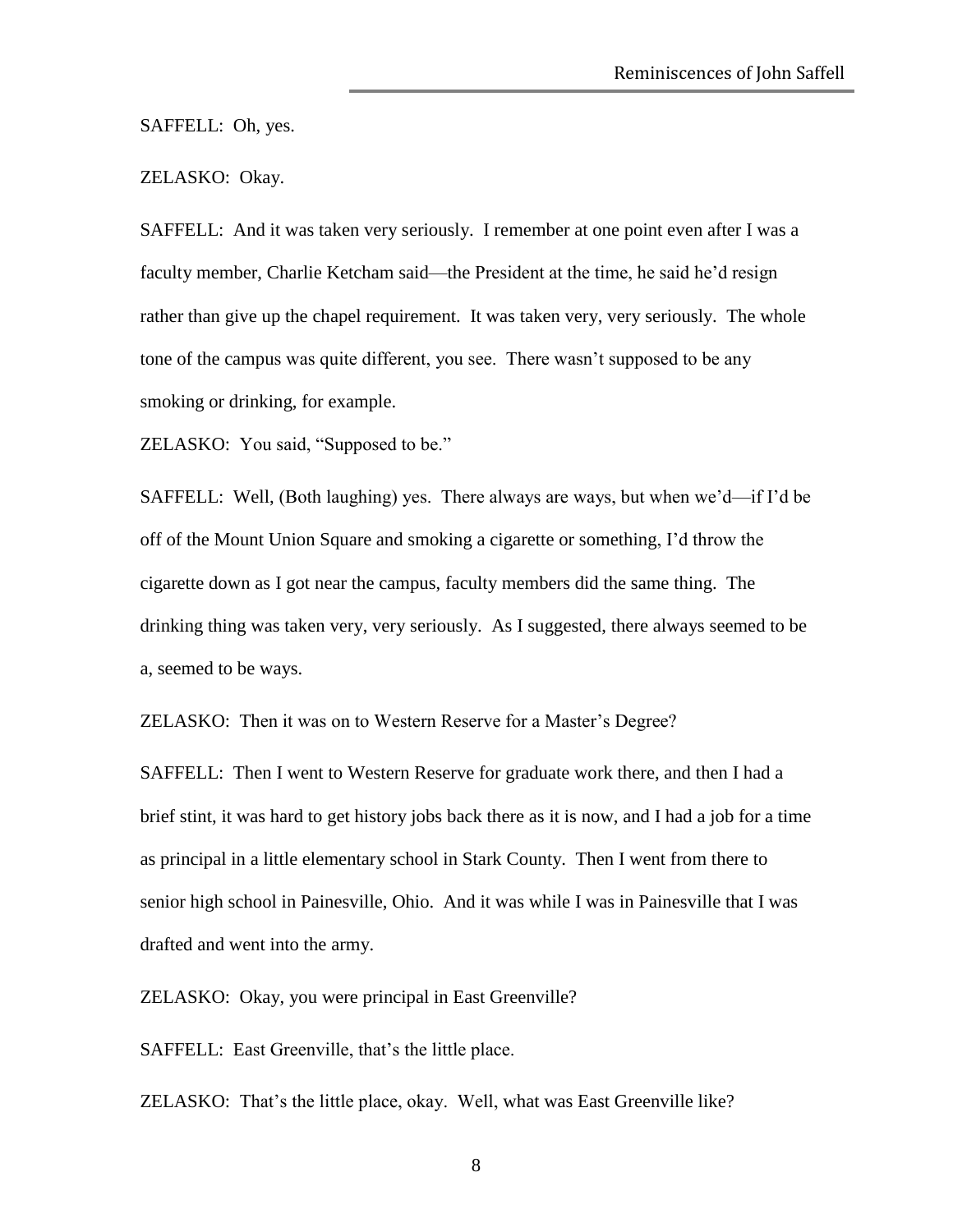SAFFELL: Oh, yes.

ZELASKO: Okay.

SAFFELL: And it was taken very seriously. I remember at one point even after I was a faculty member, Charlie Ketcham said—the President at the time, he said he'd resign rather than give up the chapel requirement. It was taken very, very seriously. The whole tone of the campus was quite different, you see. There wasn't supposed to be any smoking or drinking, for example.

ZELASKO: You said, "Supposed to be."

SAFFELL: Well, (Both laughing) yes. There always are ways, but when we'd—if I'd be off of the Mount Union Square and smoking a cigarette or something, I'd throw the cigarette down as I got near the campus, faculty members did the same thing. The drinking thing was taken very, very seriously. As I suggested, there always seemed to be a, seemed to be ways.

ZELASKO: Then it was on to Western Reserve for a Master's Degree?

SAFFELL: Then I went to Western Reserve for graduate work there, and then I had a brief stint, it was hard to get history jobs back there as it is now, and I had a job for a time as principal in a little elementary school in Stark County. Then I went from there to senior high school in Painesville, Ohio. And it was while I was in Painesville that I was drafted and went into the army.

ZELASKO: Okay, you were principal in East Greenville?

SAFFELL: East Greenville, that's the little place.

ZELASKO: That's the little place, okay. Well, what was East Greenville like?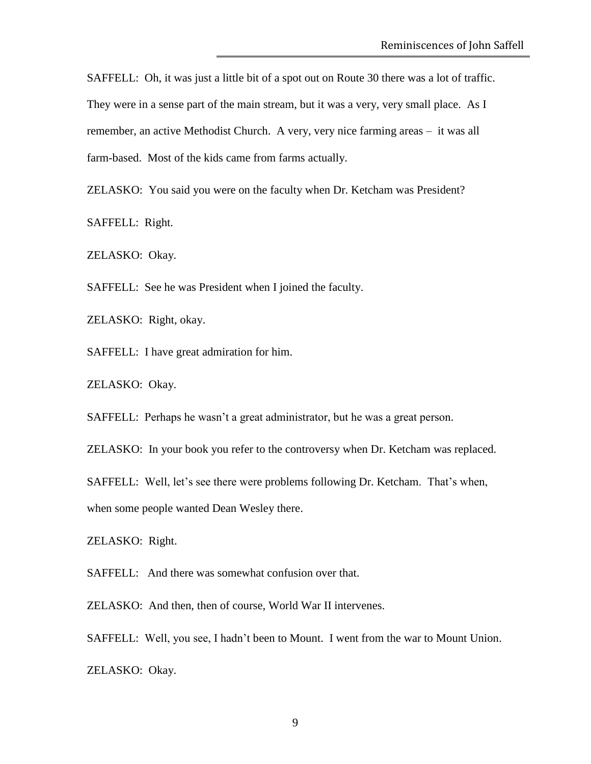SAFFELL: Oh, it was just a little bit of a spot out on Route 30 there was a lot of traffic. They were in a sense part of the main stream, but it was a very, very small place. As I remember, an active Methodist Church. A very, very nice farming areas – it was all farm-based. Most of the kids came from farms actually.

ZELASKO: You said you were on the faculty when Dr. Ketcham was President?

SAFFELL: Right.

ZELASKO: Okay.

SAFFELL: See he was President when I joined the faculty.

ZELASKO: Right, okay.

SAFFELL: I have great admiration for him.

ZELASKO: Okay.

SAFFELL: Perhaps he wasn't a great administrator, but he was a great person.

ZELASKO: In your book you refer to the controversy when Dr. Ketcham was replaced.

SAFFELL: Well, let's see there were problems following Dr. Ketcham. That's when, when some people wanted Dean Wesley there.

ZELASKO: Right.

SAFFELL: And there was somewhat confusion over that.

ZELASKO: And then, then of course, World War II intervenes.

SAFFELL: Well, you see, I hadn't been to Mount. I went from the war to Mount Union.

ZELASKO: Okay.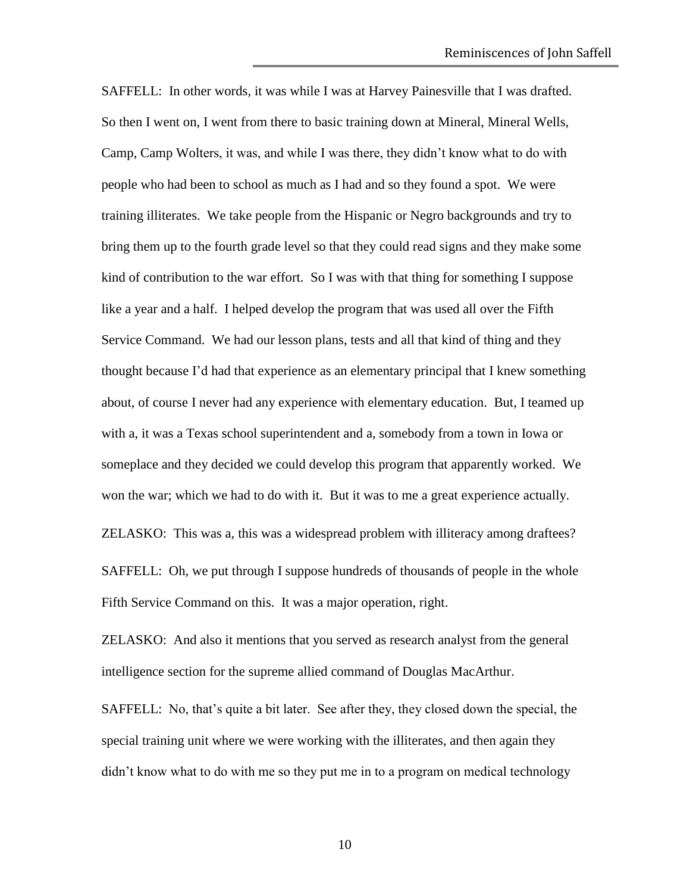SAFFELL: In other words, it was while I was at Harvey Painesville that I was drafted. So then I went on, I went from there to basic training down at Mineral, Mineral Wells, Camp, Camp Wolters, it was, and while I was there, they didn't know what to do with people who had been to school as much as I had and so they found a spot. We were training illiterates. We take people from the Hispanic or Negro backgrounds and try to bring them up to the fourth grade level so that they could read signs and they make some kind of contribution to the war effort. So I was with that thing for something I suppose like a year and a half. I helped develop the program that was used all over the Fifth Service Command. We had our lesson plans, tests and all that kind of thing and they thought because I'd had that experience as an elementary principal that I knew something about, of course I never had any experience with elementary education. But, I teamed up with a, it was a Texas school superintendent and a, somebody from a town in Iowa or someplace and they decided we could develop this program that apparently worked. We won the war; which we had to do with it. But it was to me a great experience actually.

ZELASKO: This was a, this was a widespread problem with illiteracy among draftees?

SAFFELL: Oh, we put through I suppose hundreds of thousands of people in the whole Fifth Service Command on this. It was a major operation, right.

ZELASKO: And also it mentions that you served as research analyst from the general intelligence section for the supreme allied command of Douglas MacArthur.

SAFFELL: No, that's quite a bit later. See after they, they closed down the special, the special training unit where we were working with the illiterates, and then again they didn't know what to do with me so they put me in to a program on medical technology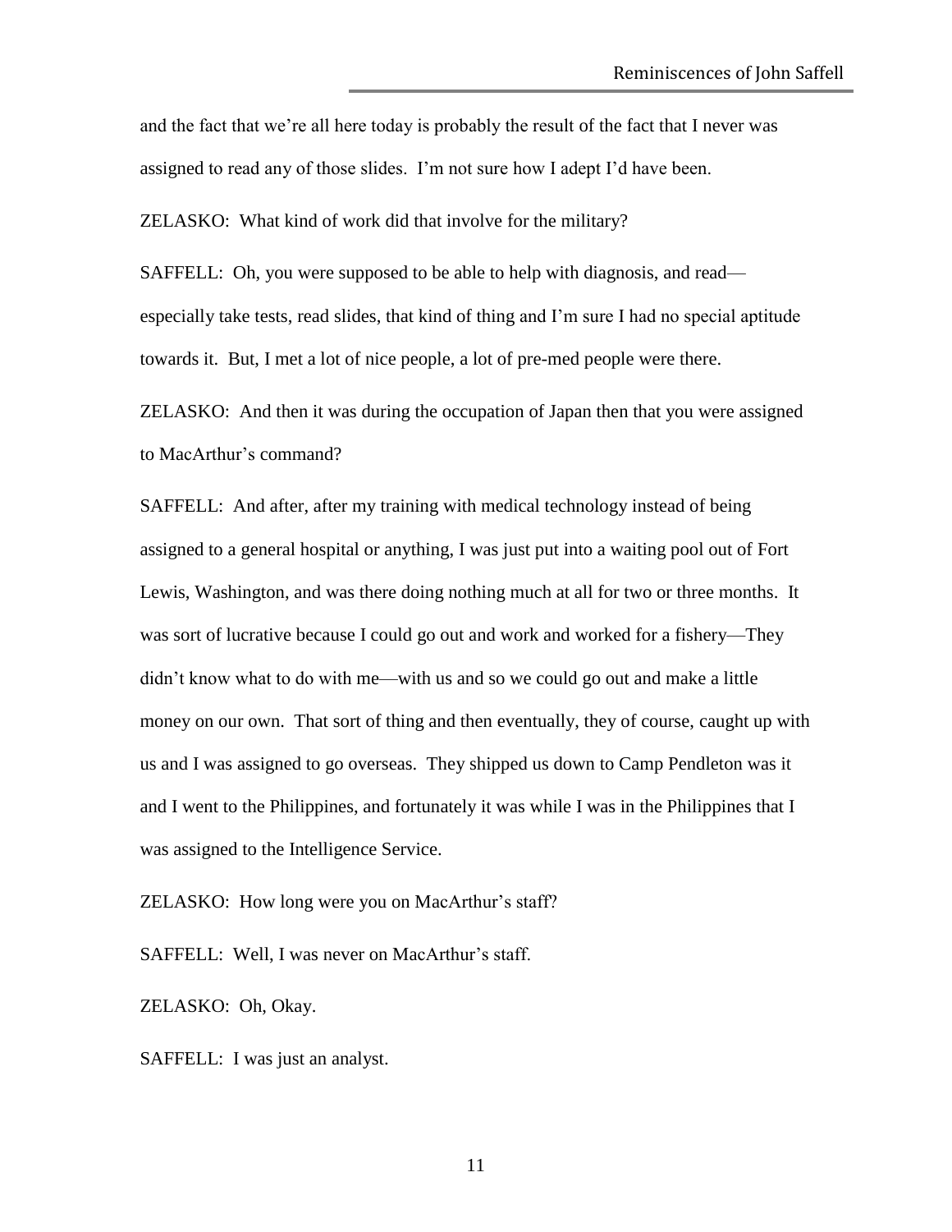and the fact that we're all here today is probably the result of the fact that I never was assigned to read any of those slides. I'm not sure how I adept I'd have been.

ZELASKO: What kind of work did that involve for the military?

SAFFELL: Oh, you were supposed to be able to help with diagnosis, and read—especially take tests, read slides, that kind of thing and I'm sure I had no special aptitude towards it. But, I met a lot of nice people, a lot of pre-med people were there.

ZELASKO: And then it was during the occupation of Japan then that you were assigned to MacArthur's command?

SAFFELL: And after, after my training with medical technology instead of being assigned to a general hospital or anything, I was just put into a waiting pool out of Fort Lewis, Washington, and was there doing nothing much at all for two or three months. It was sort of lucrative because I could go out and work and worked for a fishery—They didn't know what to do with me—with us and so we could go out and make a little money on our own. That sort of thing and then eventually, they of course, caught up with us and I was assigned to go overseas. They shipped us down to Camp Pendleton was it and I went to the Philippines, and fortunately it was while I was in the Philippines that I was assigned to the Intelligence Service.

ZELASKO: How long were you on MacArthur's staff?

SAFFELL: Well, I was never on MacArthur's staff.

ZELASKO: Oh, Okay.

SAFFELL: I was just an analyst.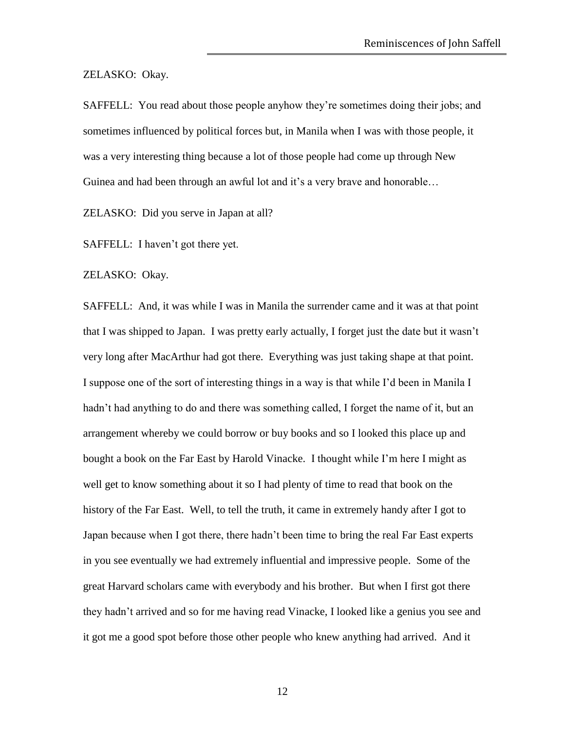ZELASKO: Okay.

SAFFELL: You read about those people anyhow they're sometimes doing their jobs; and sometimes influenced by political forces but, in Manila when I was with those people, it was a very interesting thing because a lot of those people had come up through New Guinea and had been through an awful lot and it's a very brave and honorable…

ZELASKO: Did you serve in Japan at all?

SAFFELL: I haven't got there yet.

ZELASKO: Okay.

SAFFELL: And, it was while I was in Manila the surrender came and it was at that point that I was shipped to Japan. I was pretty early actually, I forget just the date but it wasn't very long after MacArthur had got there. Everything was just taking shape at that point. I suppose one of the sort of interesting things in a way is that while I'd been in Manila I hadn't had anything to do and there was something called, I forget the name of it, but an arrangement whereby we could borrow or buy books and so I looked this place up and bought a book on the Far East by Harold Vinacke. I thought while I'm here I might as well get to know something about it so I had plenty of time to read that book on the history of the Far East. Well, to tell the truth, it came in extremely handy after I got to Japan because when I got there, there hadn't been time to bring the real Far East experts in you see eventually we had extremely influential and impressive people. Some of the great Harvard scholars came with everybody and his brother. But when I first got there they hadn't arrived and so for me having read Vinacke, I looked like a genius you see and it got me a good spot before those other people who knew anything had arrived. And it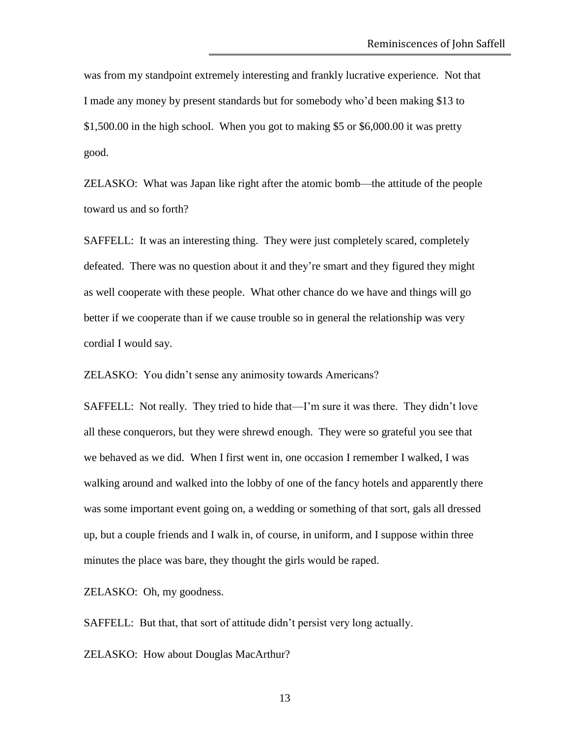was from my standpoint extremely interesting and frankly lucrative experience. Not that I made any money by present standards but for somebody who'd been making $13 to $1,500.00 in the high school. When you got to making $5 or $6,000.00 it was pretty good.

ZELASKO: What was Japan like right after the atomic bomb—the attitude of the people toward us and so forth?

SAFFELL: It was an interesting thing. They were just completely scared, completely defeated. There was no question about it and they're smart and they figured they might as well cooperate with these people. What other chance do we have and things will go better if we cooperate than if we cause trouble so in general the relationship was very cordial I would say.

ZELASKO: You didn't sense any animosity towards Americans?

SAFFELL: Not really. They tried to hide that—I'm sure it was there. They didn't love all these conquerors, but they were shrewd enough. They were so grateful you see that we behaved as we did. When I first went in, one occasion I remember I walked, I was walking around and walked into the lobby of one of the fancy hotels and apparently there was some important event going on, a wedding or something of that sort, gals all dressed up, but a couple friends and I walk in, of course, in uniform, and I suppose within three minutes the place was bare, they thought the girls would be raped.

ZELASKO: Oh, my goodness.

SAFFELL: But that, that sort of attitude didn't persist very long actually.

ZELASKO: How about Douglas MacArthur?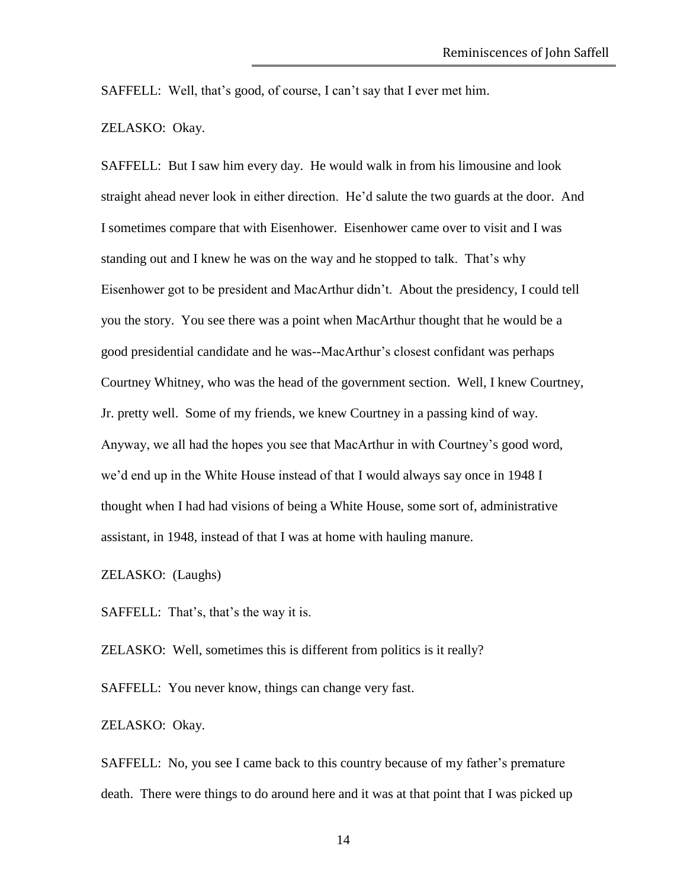SAFFELL: Well, that's good, of course, I can't say that I ever met him.

ZELASKO: Okay.

SAFFELL: But I saw him every day. He would walk in from his limousine and look straight ahead never look in either direction. He'd salute the two guards at the door. And I sometimes compare that with Eisenhower. Eisenhower came over to visit and I was standing out and I knew he was on the way and he stopped to talk. That's why Eisenhower got to be president and MacArthur didn't. About the presidency, I could tell you the story. You see there was a point when MacArthur thought that he would be a good presidential candidate and he was--MacArthur's closest confidant was perhaps Courtney Whitney, who was the head of the government section. Well, I knew Courtney, Jr. pretty well. Some of my friends, we knew Courtney in a passing kind of way. Anyway, we all had the hopes you see that MacArthur in with Courtney's good word, we'd end up in the White House instead of that I would always say once in 1948 I thought when I had had visions of being a White House, some sort of, administrative assistant, in 1948, instead of that I was at home with hauling manure.

ZELASKO: (Laughs)

SAFFELL: That's, that's the way it is.

ZELASKO: Well, sometimes this is different from politics is it really?

SAFFELL: You never know, things can change very fast.

ZELASKO: Okay.

SAFFELL: No, you see I came back to this country because of my father's premature death. There were things to do around here and it was at that point that I was picked up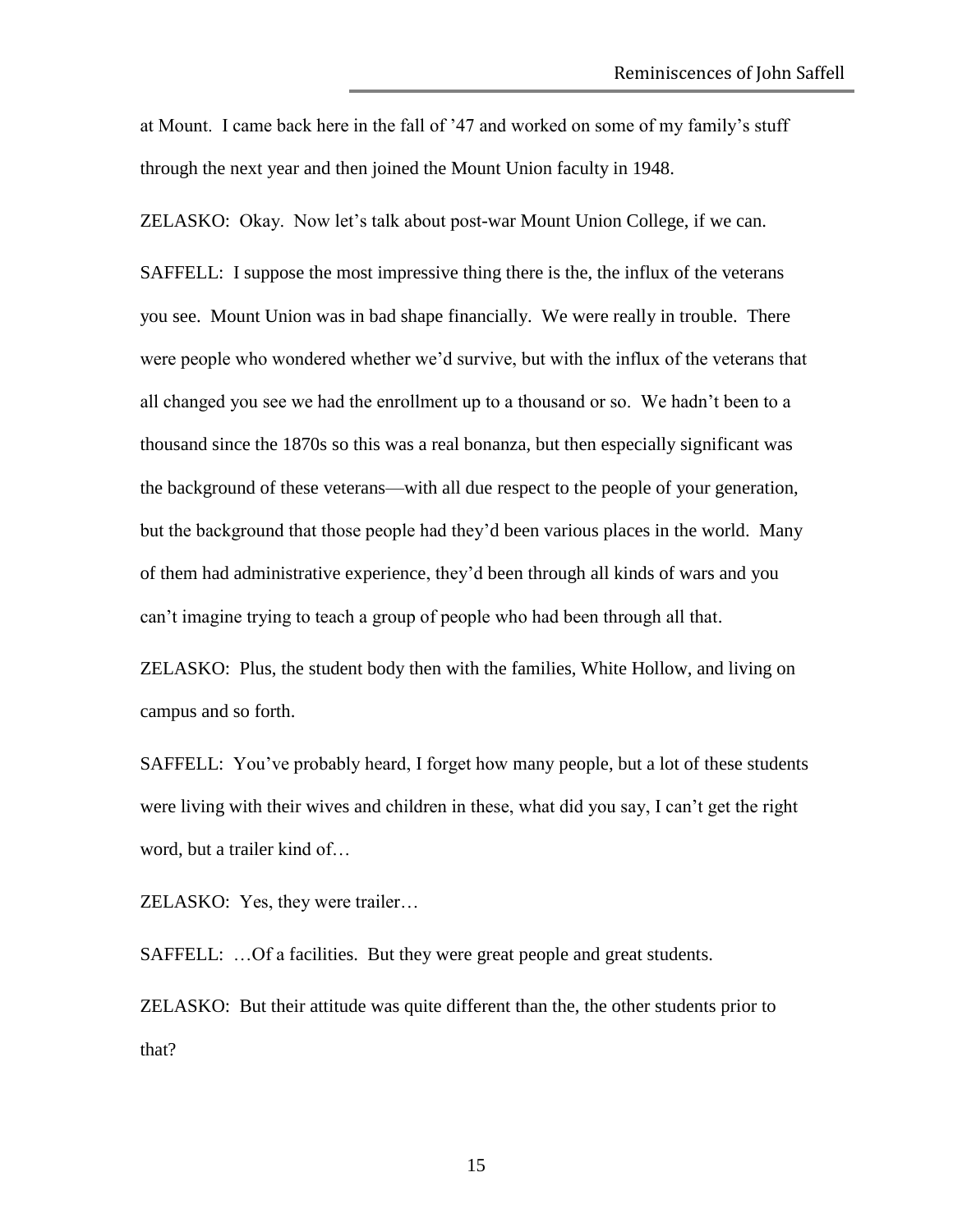at Mount. I came back here in the fall of ’47 and worked on some of my family’s stuff through the next year and then joined the Mount Union faculty in 1948.

ZELASKO: Okay. Now let’s talk about post-war Mount Union College, if we can.

SAFFELL: I suppose the most impressive thing there is the, the influx of the veterans you see. Mount Union was in bad shape financially. We were really in trouble. There were people who wondered whether we’d survive, but with the influx of the veterans that all changed you see we had the enrollment up to a thousand or so. We hadn’t been to a thousand since the 1870s so this was a real bonanza, but then especially significant was the background of these veterans—with all due respect to the people of your generation, but the background that those people had they’d been various places in the world. Many of them had administrative experience, they’d been through all kinds of wars and you can’t imagine trying to teach a group of people who had been through all that.

ZELASKO: Plus, the student body then with the families, White Hollow, and living on campus and so forth.

SAFFELL: You’ve probably heard, I forget how many people, but a lot of these students were living with their wives and children in these, what did you say, I can’t get the right word, but a trailer kind of…

ZELASKO: Yes, they were trailer…

SAFFELL: …Of a facilities. But they were great people and great students.

ZELASKO: But their attitude was quite different than the, the other students prior to that?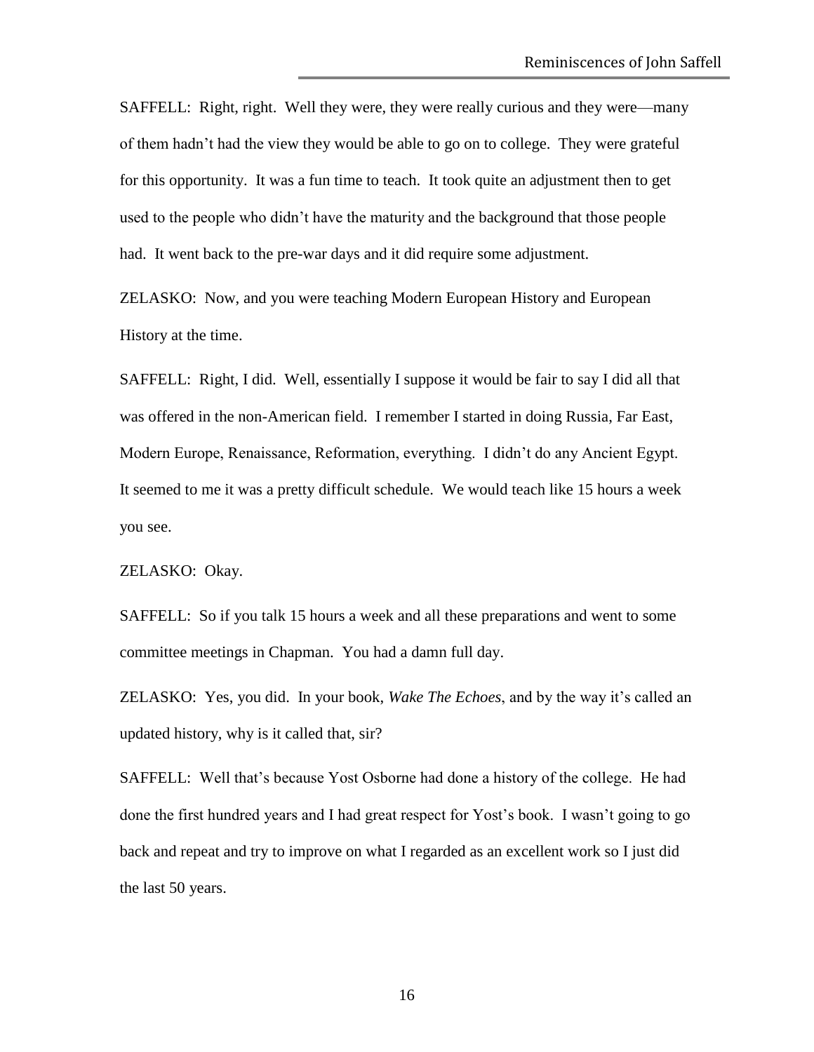SAFFELL: Right, right. Well they were, they were really curious and they were—many of them hadn't had the view they would be able to go on to college. They were grateful for this opportunity. It was a fun time to teach. It took quite an adjustment then to get used to the people who didn't have the maturity and the background that those people had. It went back to the pre-war days and it did require some adjustment.

ZELASKO: Now, and you were teaching Modern European History and European History at the time.

SAFFELL: Right, I did. Well, essentially I suppose it would be fair to say I did all that was offered in the non-American field. I remember I started in doing Russia, Far East, Modern Europe, Renaissance, Reformation, everything. I didn't do any Ancient Egypt. It seemed to me it was a pretty difficult schedule. We would teach like 15 hours a week you see.

ZELASKO: Okay.

SAFFELL: So if you talk 15 hours a week and all these preparations and went to some committee meetings in Chapman. You had a damn full day.

ZELASKO: Yes, you did. In your book, *Wake The Echoes*, and by the way it's called an updated history, why is it called that, sir?

SAFFELL: Well that's because Yost Osborne had done a history of the college. He had done the first hundred years and I had great respect for Yost's book. I wasn't going to go back and repeat and try to improve on what I regarded as an excellent work so I just did the last 50 years.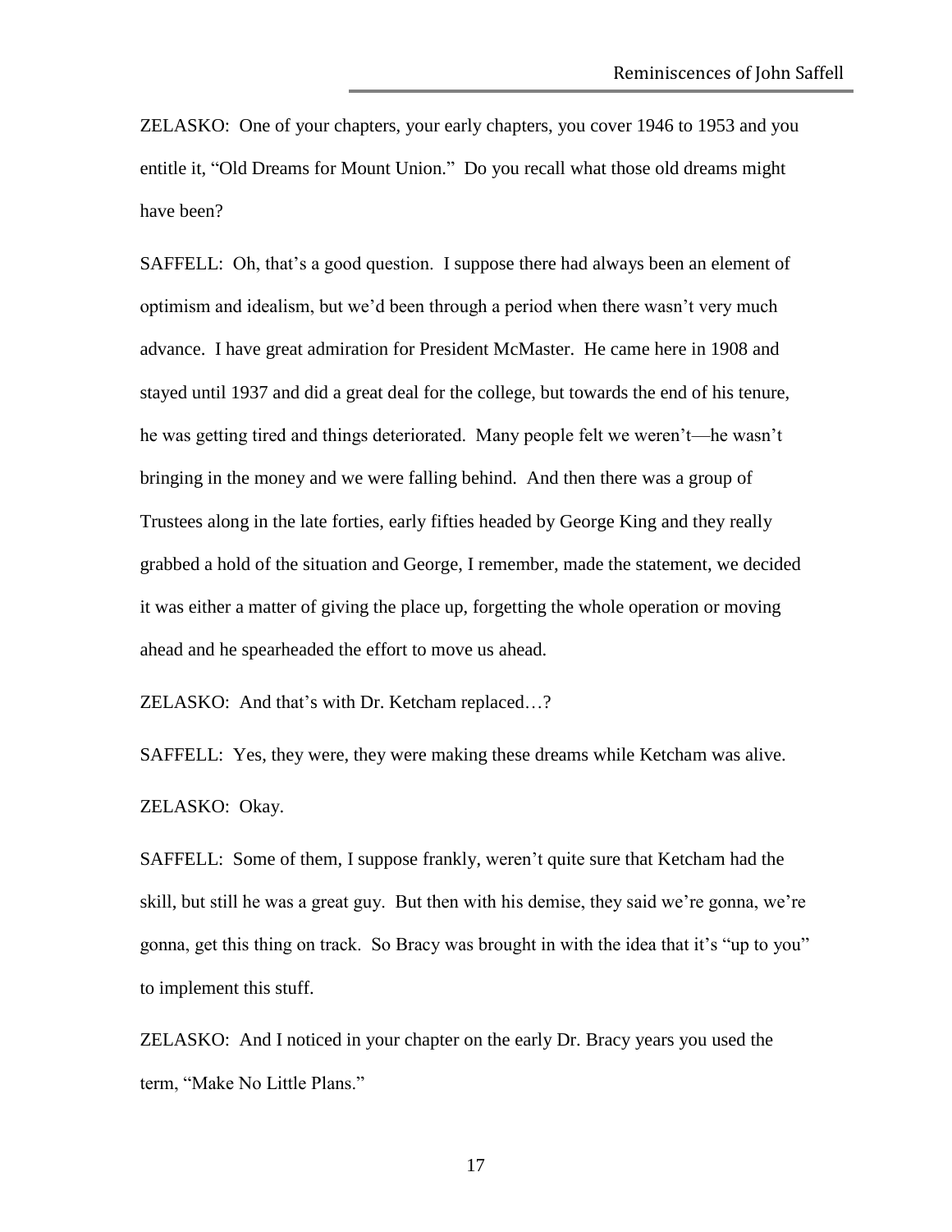ZELASKO: One of your chapters, your early chapters, you cover 1946 to 1953 and you entitle it, "Old Dreams for Mount Union." Do you recall what those old dreams might have been?

SAFFELL: Oh, that's a good question. I suppose there had always been an element of optimism and idealism, but we'd been through a period when there wasn't very much advance. I have great admiration for President McMaster. He came here in 1908 and stayed until 1937 and did a great deal for the college, but towards the end of his tenure, he was getting tired and things deteriorated. Many people felt we weren't—he wasn't bringing in the money and we were falling behind. And then there was a group of Trustees along in the late forties, early fifties headed by George King and they really grabbed a hold of the situation and George, I remember, made the statement, we decided it was either a matter of giving the place up, forgetting the whole operation or moving ahead and he spearheaded the effort to move us ahead.

ZELASKO: And that's with Dr. Ketcham replaced…?

SAFFELL: Yes, they were, they were making these dreams while Ketcham was alive.

ZELASKO: Okay.

SAFFELL: Some of them, I suppose frankly, weren't quite sure that Ketcham had the skill, but still he was a great guy. But then with his demise, they said we're gonna, we're gonna, get this thing on track. So Bracy was brought in with the idea that it's "up to you" to implement this stuff.

ZELASKO: And I noticed in your chapter on the early Dr. Bracy years you used the term, "Make No Little Plans."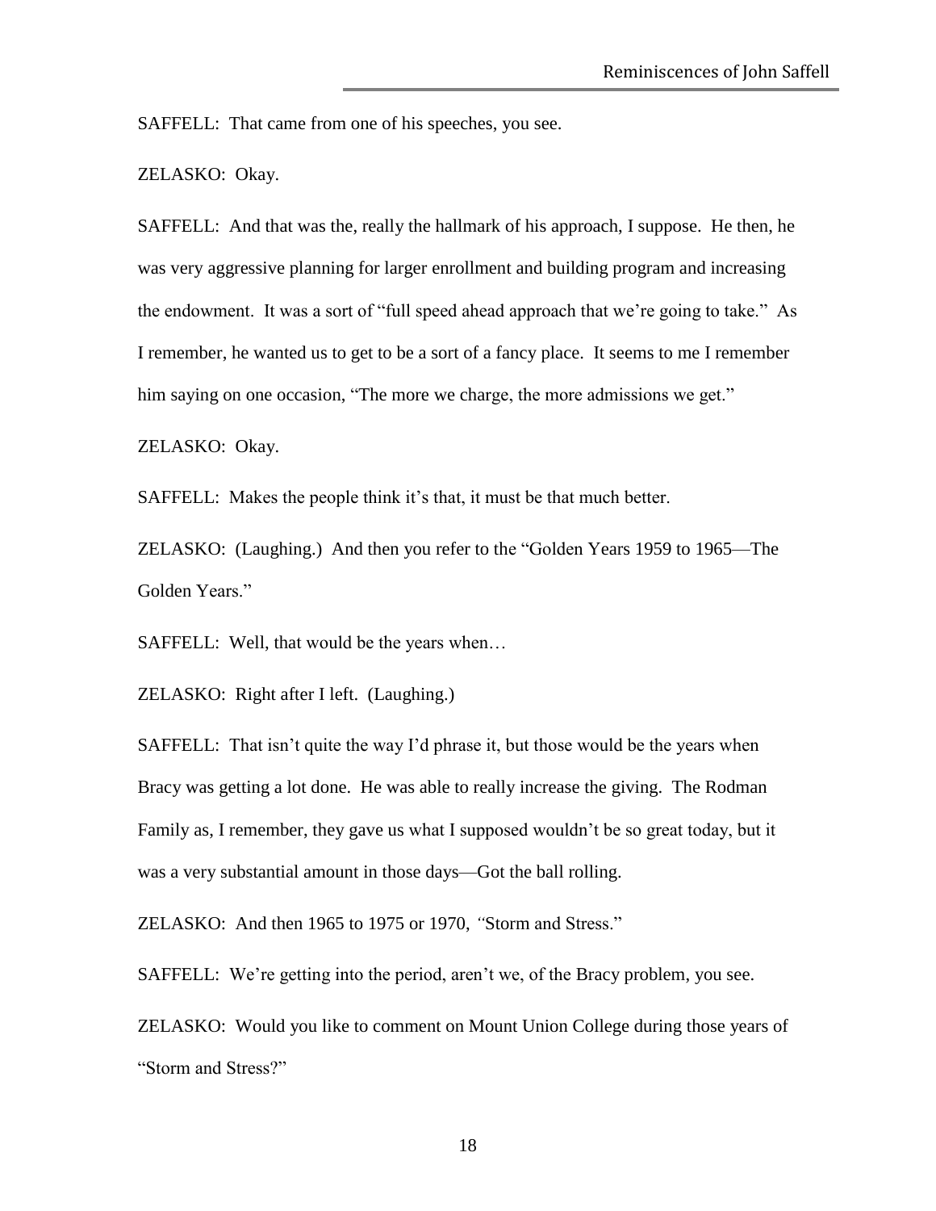SAFFELL: That came from one of his speeches, you see.

ZELASKO: Okay.

SAFFELL: And that was the, really the hallmark of his approach, I suppose. He then, he was very aggressive planning for larger enrollment and building program and increasing the endowment. It was a sort of "full speed ahead approach that we're going to take." As I remember, he wanted us to get to be a sort of a fancy place. It seems to me I remember him saying on one occasion, "The more we charge, the more admissions we get."

ZELASKO: Okay.

SAFFELL: Makes the people think it's that, it must be that much better.

ZELASKO: (Laughing.) And then you refer to the "Golden Years 1959 to 1965—The Golden Years."

SAFFELL: Well, that would be the years when…

ZELASKO: Right after I left. (Laughing.)

SAFFELL: That isn't quite the way I'd phrase it, but those would be the years when Bracy was getting a lot done. He was able to really increase the giving. The Rodman Family as, I remember, they gave us what I supposed wouldn't be so great today, but it was a very substantial amount in those days—Got the ball rolling.

ZELASKO: And then 1965 to 1975 or 1970, "Storm and Stress."

SAFFELL: We're getting into the period, aren't we, of the Bracy problem, you see.

ZELASKO: Would you like to comment on Mount Union College during those years of "Storm and Stress?"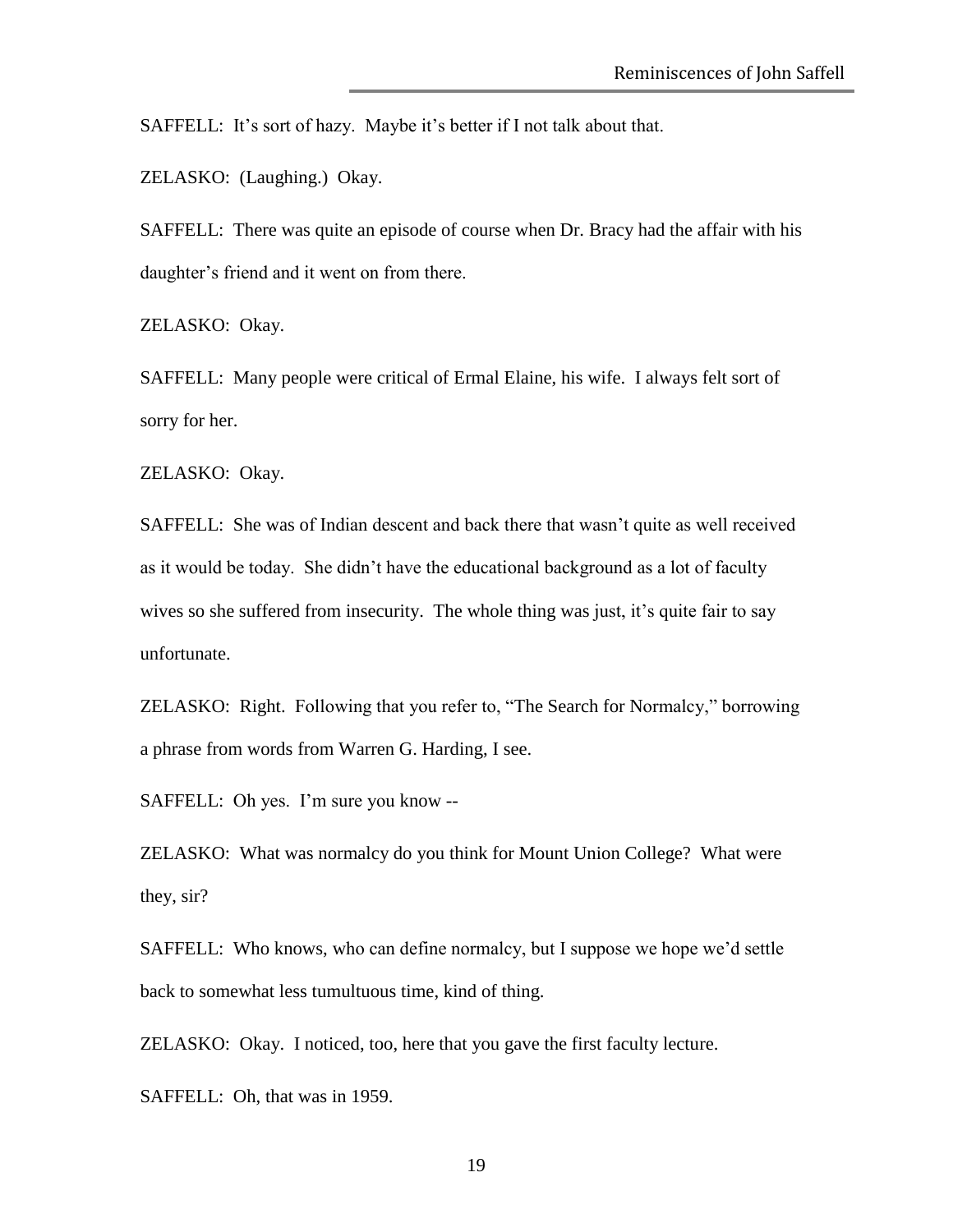SAFFELL: It's sort of hazy. Maybe it's better if I not talk about that.

ZELASKO: (Laughing.) Okay.

SAFFELL: There was quite an episode of course when Dr. Bracy had the affair with his daughter's friend and it went on from there.

ZELASKO: Okay.

SAFFELL: Many people were critical of Ermal Elaine, his wife. I always felt sort of sorry for her.

ZELASKO: Okay.

SAFFELL: She was of Indian descent and back there that wasn't quite as well received as it would be today. She didn't have the educational background as a lot of faculty wives so she suffered from insecurity. The whole thing was just, it's quite fair to say unfortunate.

ZELASKO: Right. Following that you refer to, "The Search for Normalcy," borrowing a phrase from words from Warren G. Harding, I see.

SAFFELL: Oh yes. I'm sure you know --

ZELASKO: What was normalcy do you think for Mount Union College? What were they, sir?

SAFFELL: Who knows, who can define normalcy, but I suppose we hope we'd settle back to somewhat less tumultuous time, kind of thing.

ZELASKO: Okay. I noticed, too, here that you gave the first faculty lecture.

SAFFELL: Oh, that was in 1959.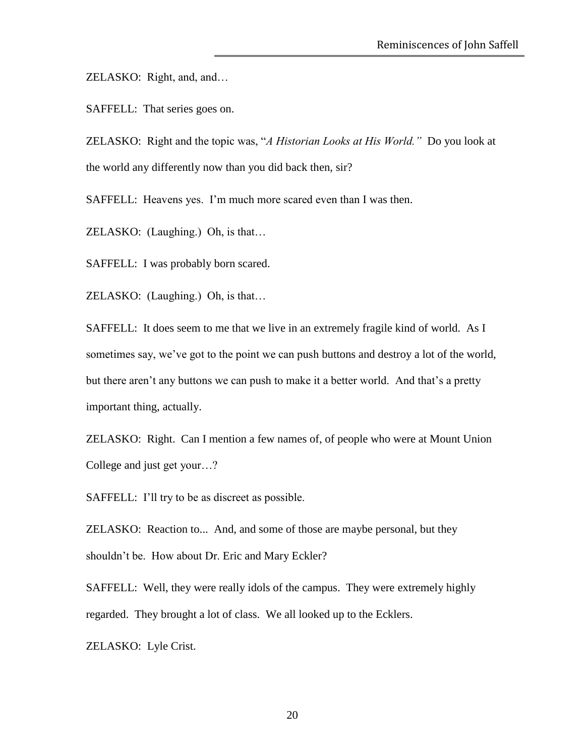ZELASKO: Right, and, and…

SAFFELL: That series goes on.

ZELASKO: Right and the topic was, "*A Historian Looks at His World.*" Do you look at the world any differently now than you did back then, sir?

SAFFELL: Heavens yes. I'm much more scared even than I was then.

ZELASKO: (Laughing.) Oh, is that…

SAFFELL: I was probably born scared.

ZELASKO: (Laughing.) Oh, is that…

SAFFELL: It does seem to me that we live in an extremely fragile kind of world. As I sometimes say, we've got to the point we can push buttons and destroy a lot of the world, but there aren't any buttons we can push to make it a better world. And that's a pretty important thing, actually.

ZELASKO: Right. Can I mention a few names of, of people who were at Mount Union College and just get your…?

SAFFELL: I'll try to be as discreet as possible.

ZELASKO: Reaction to... And, and some of those are maybe personal, but they shouldn't be. How about Dr. Eric and Mary Eckler?

SAFFELL: Well, they were really idols of the campus. They were extremely highly regarded. They brought a lot of class. We all looked up to the Ecklers.

ZELASKO: Lyle Crist.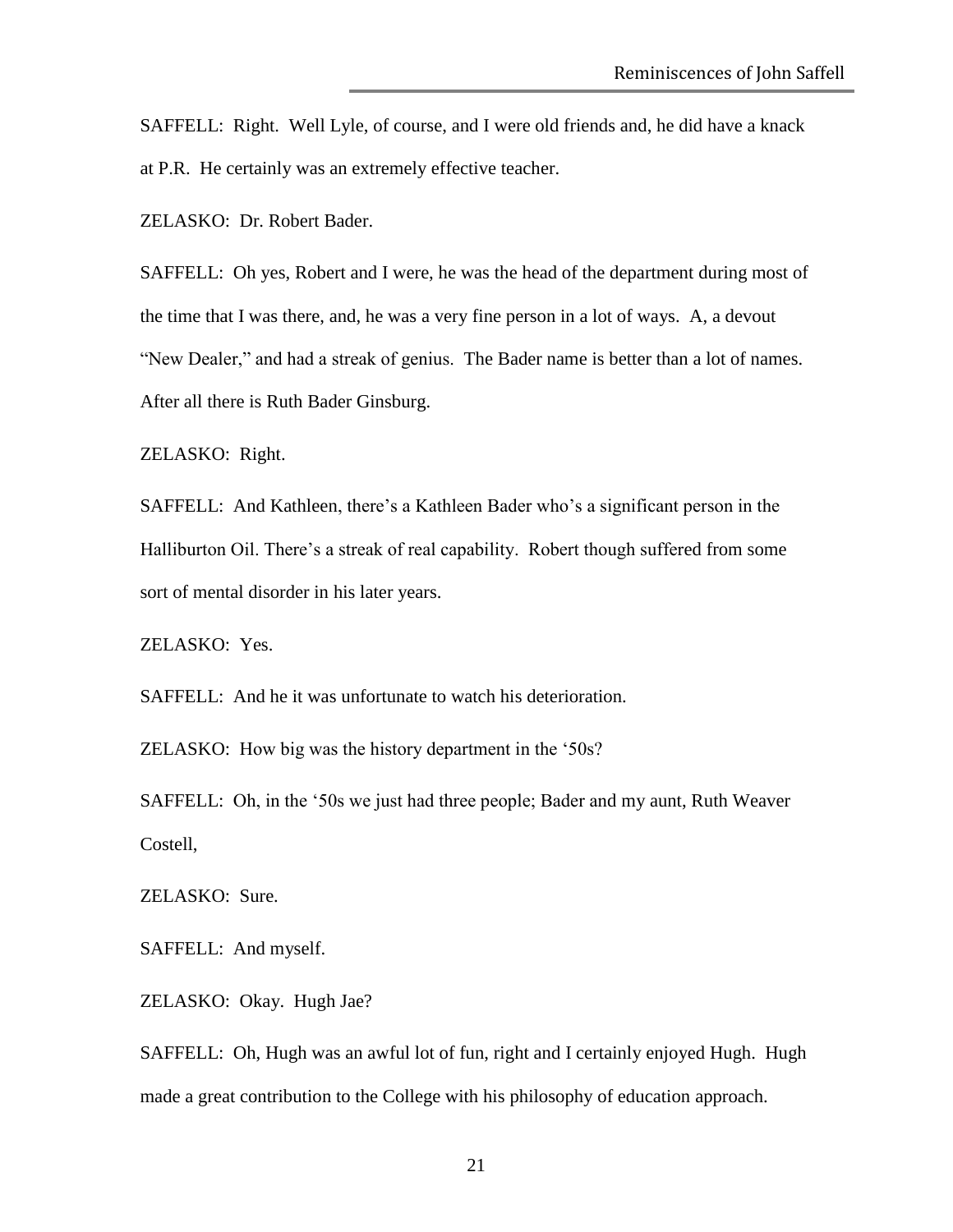SAFFELL: Right. Well Lyle, of course, and I were old friends and, he did have a knack at P.R. He certainly was an extremely effective teacher.

ZELASKO: Dr. Robert Bader.

SAFFELL: Oh yes, Robert and I were, he was the head of the department during most of the time that I was there, and, he was a very fine person in a lot of ways. A, a devout "New Dealer," and had a streak of genius. The Bader name is better than a lot of names. After all there is Ruth Bader Ginsburg.

ZELASKO: Right.

SAFFELL: And Kathleen, there's a Kathleen Bader who's a significant person in the Halliburton Oil. There's a streak of real capability. Robert though suffered from some sort of mental disorder in his later years.

ZELASKO: Yes.

SAFFELL: And he it was unfortunate to watch his deterioration.

ZELASKO: How big was the history department in the '50s?

SAFFELL: Oh, in the '50s we just had three people; Bader and my aunt, Ruth Weaver Costell,

ZELASKO: Sure.

SAFFELL: And myself.

ZELASKO: Okay. Hugh Jae?

SAFFELL: Oh, Hugh was an awful lot of fun, right and I certainly enjoyed Hugh. Hugh made a great contribution to the College with his philosophy of education approach.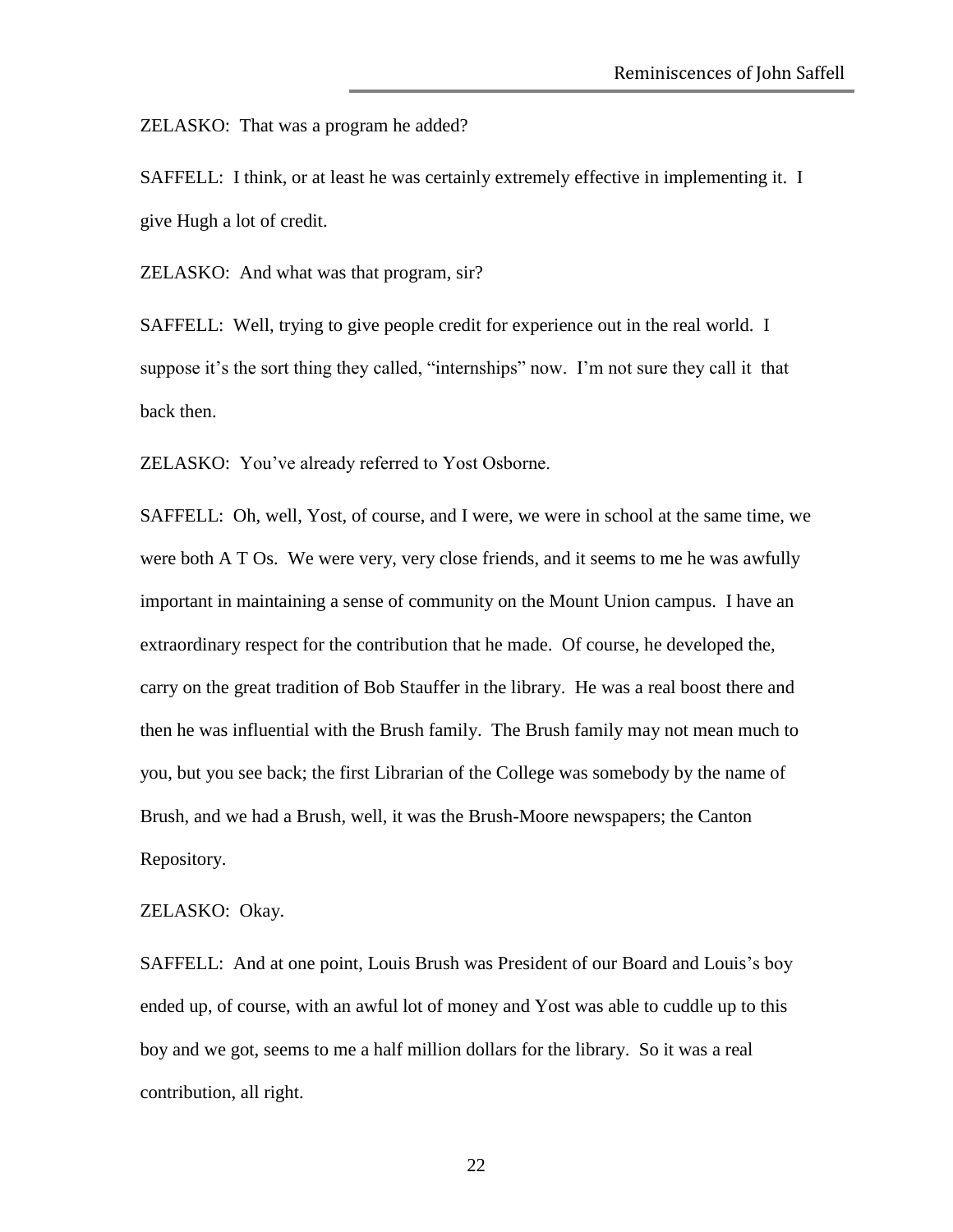ZELASKO: That was a program he added?

SAFFELL: I think, or at least he was certainly extremely effective in implementing it. I give Hugh a lot of credit.

ZELASKO: And what was that program, sir?

SAFFELL: Well, trying to give people credit for experience out in the real world. I suppose it's the sort thing they called, "internships" now. I'm not sure they call it that back then.

ZELASKO: You've already referred to Yost Osborne.

SAFFELL: Oh, well, Yost, of course, and I were, we were in school at the same time, we were both A T Os. We were very, very close friends, and it seems to me he was awfully important in maintaining a sense of community on the Mount Union campus. I have an extraordinary respect for the contribution that he made. Of course, he developed the, carry on the great tradition of Bob Stauffer in the library. He was a real boost there and then he was influential with the Brush family. The Brush family may not mean much to you, but you see back; the first Librarian of the College was somebody by the name of Brush, and we had a Brush, well, it was the Brush-Moore newspapers; the Canton Repository.

ZELASKO: Okay.

SAFFELL: And at one point, Louis Brush was President of our Board and Louis's boy ended up, of course, with an awful lot of money and Yost was able to cuddle up to this boy and we got, seems to me a half million dollars for the library. So it was a real contribution, all right.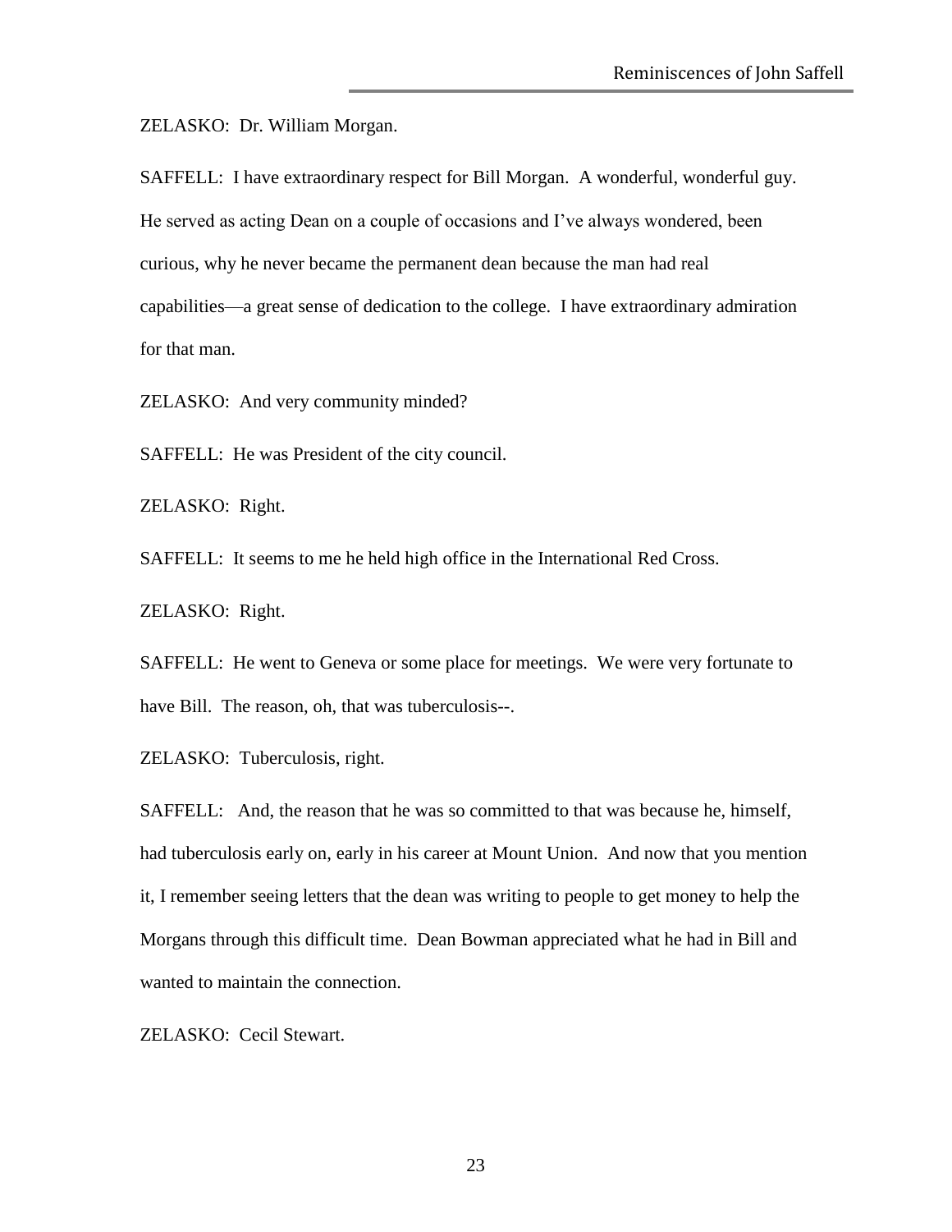ZELASKO: Dr. William Morgan.

SAFFELL: I have extraordinary respect for Bill Morgan. A wonderful, wonderful guy. He served as acting Dean on a couple of occasions and I've always wondered, been curious, why he never became the permanent dean because the man had real capabilities—a great sense of dedication to the college. I have extraordinary admiration for that man.

ZELASKO: And very community minded?

SAFFELL: He was President of the city council.

ZELASKO: Right.

SAFFELL: It seems to me he held high office in the International Red Cross.

ZELASKO: Right.

SAFFELL: He went to Geneva or some place for meetings. We were very fortunate to have Bill. The reason, oh, that was tuberculosis--.

ZELASKO: Tuberculosis, right.

SAFFELL: And, the reason that he was so committed to that was because he, himself, had tuberculosis early on, early in his career at Mount Union. And now that you mention it, I remember seeing letters that the dean was writing to people to get money to help the Morgans through this difficult time. Dean Bowman appreciated what he had in Bill and wanted to maintain the connection.

ZELASKO: Cecil Stewart.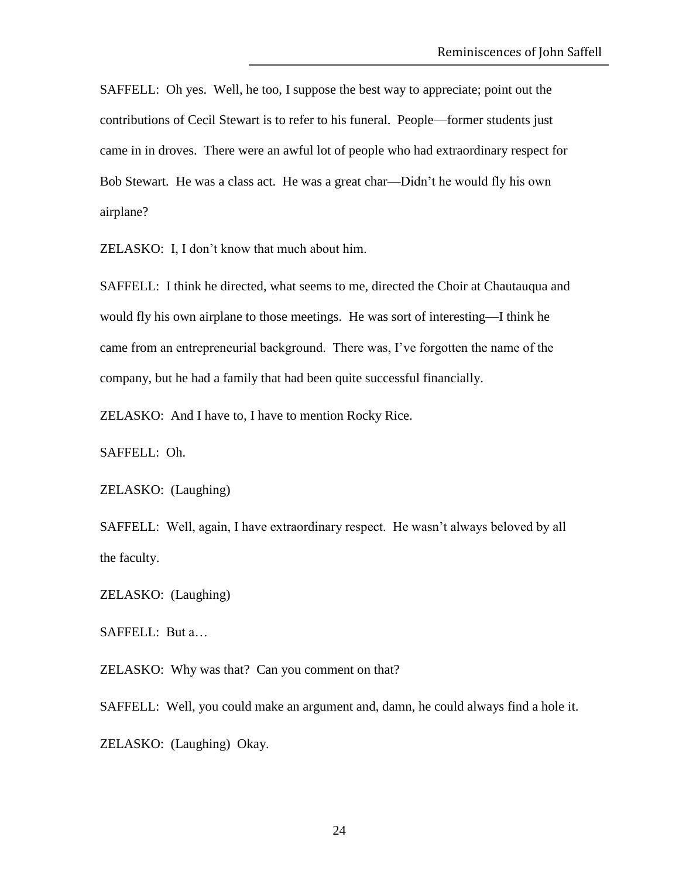SAFFELL: Oh yes. Well, he too, I suppose the best way to appreciate; point out the contributions of Cecil Stewart is to refer to his funeral. People—former students just came in in droves. There were an awful lot of people who had extraordinary respect for Bob Stewart. He was a class act. He was a great char—Didn't he would fly his own airplane?

ZELASKO: I, I don't know that much about him.

SAFFELL: I think he directed, what seems to me, directed the Choir at Chautauqua and would fly his own airplane to those meetings. He was sort of interesting—I think he came from an entrepreneurial background. There was, I've forgotten the name of the company, but he had a family that had been quite successful financially.

ZELASKO: And I have to, I have to mention Rocky Rice.

SAFFELL: Oh.

ZELASKO: (Laughing)

SAFFELL: Well, again, I have extraordinary respect. He wasn't always beloved by all the faculty.

ZELASKO: (Laughing)

SAFFELL: But a…

ZELASKO: Why was that? Can you comment on that?

SAFFELL: Well, you could make an argument and, damn, he could always find a hole it.

ZELASKO: (Laughing) Okay.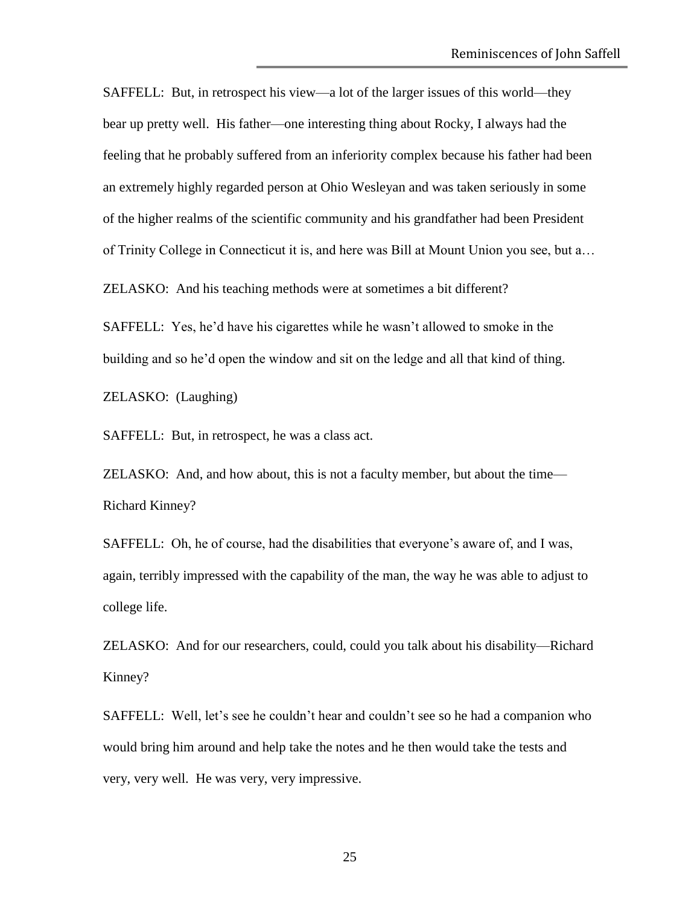SAFFELL: But, in retrospect his view—a lot of the larger issues of this world—they bear up pretty well. His father—one interesting thing about Rocky, I always had the feeling that he probably suffered from an inferiority complex because his father had been an extremely highly regarded person at Ohio Wesleyan and was taken seriously in some of the higher realms of the scientific community and his grandfather had been President of Trinity College in Connecticut it is, and here was Bill at Mount Union you see, but a…

ZELASKO: And his teaching methods were at sometimes a bit different?

SAFFELL: Yes, he'd have his cigarettes while he wasn't allowed to smoke in the building and so he'd open the window and sit on the ledge and all that kind of thing.

ZELASKO: (Laughing)

SAFFELL: But, in retrospect, he was a class act.

ZELASKO: And, and how about, this is not a faculty member, but about the time—Richard Kinney?

SAFFELL: Oh, he of course, had the disabilities that everyone's aware of, and I was, again, terribly impressed with the capability of the man, the way he was able to adjust to college life.

ZELASKO: And for our researchers, could, could you talk about his disability—Richard Kinney?

SAFFELL: Well, let's see he couldn't hear and couldn't see so he had a companion who would bring him around and help take the notes and he then would take the tests and very, very well. He was very, very impressive.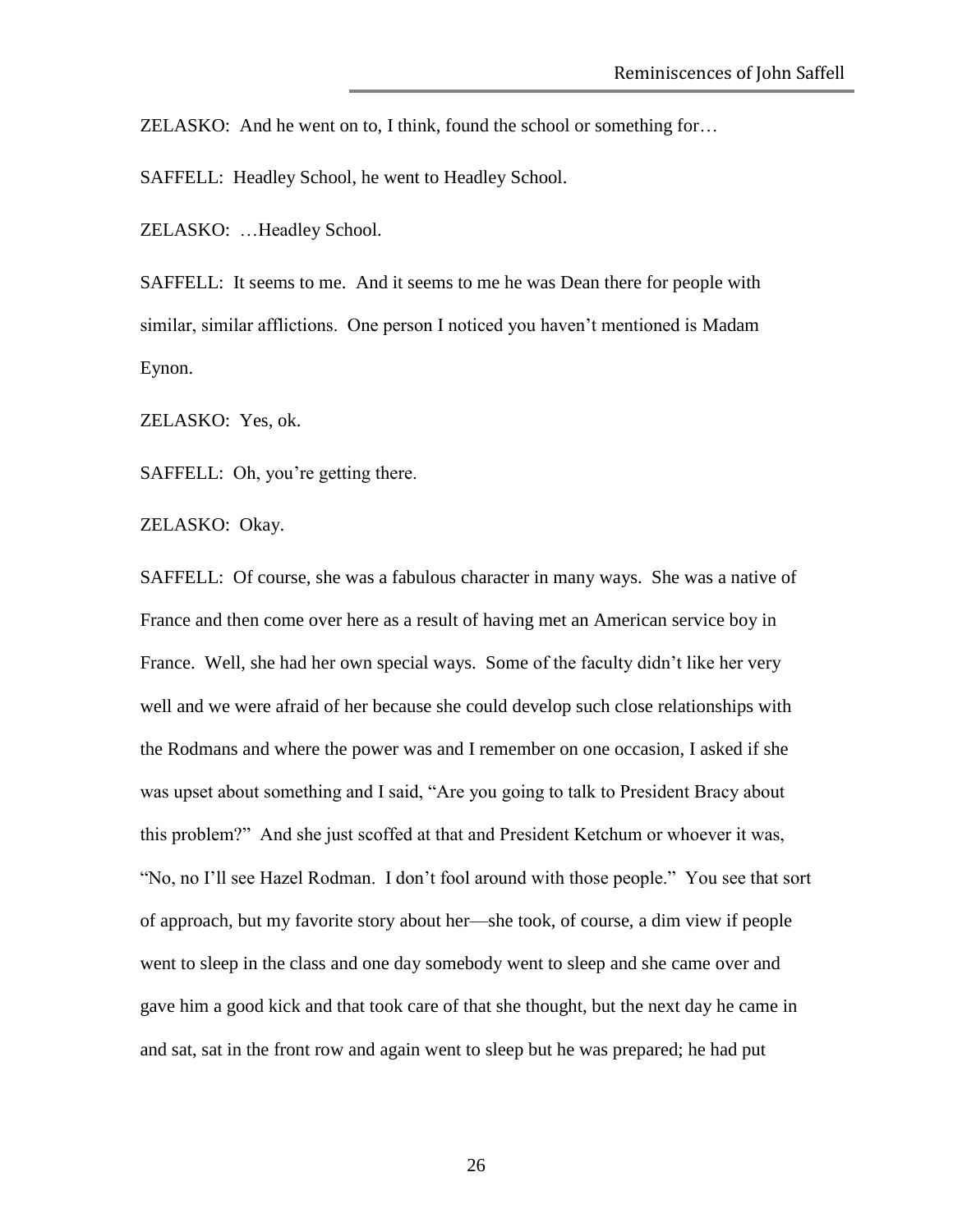ZELASKO: And he went on to, I think, found the school or something for…

SAFFELL: Headley School, he went to Headley School.

ZELASKO: …Headley School.

SAFFELL: It seems to me. And it seems to me he was Dean there for people with similar, similar afflictions. One person I noticed you haven't mentioned is Madam Eynon.

ZELASKO: Yes, ok.

SAFFELL: Oh, you're getting there.

ZELASKO: Okay.

SAFFELL: Of course, she was a fabulous character in many ways. She was a native of France and then come over here as a result of having met an American service boy in France. Well, she had her own special ways. Some of the faculty didn't like her very well and we were afraid of her because she could develop such close relationships with the Rodmans and where the power was and I remember on one occasion, I asked if she was upset about something and I said, "Are you going to talk to President Bracy about this problem?" And she just scoffed at that and President Ketchum or whoever it was, "No, no I'll see Hazel Rodman. I don't fool around with those people." You see that sort of approach, but my favorite story about her—she took, of course, a dim view if people went to sleep in the class and one day somebody went to sleep and she came over and gave him a good kick and that took care of that she thought, but the next day he came in and sat, sat in the front row and again went to sleep but he was prepared; he had put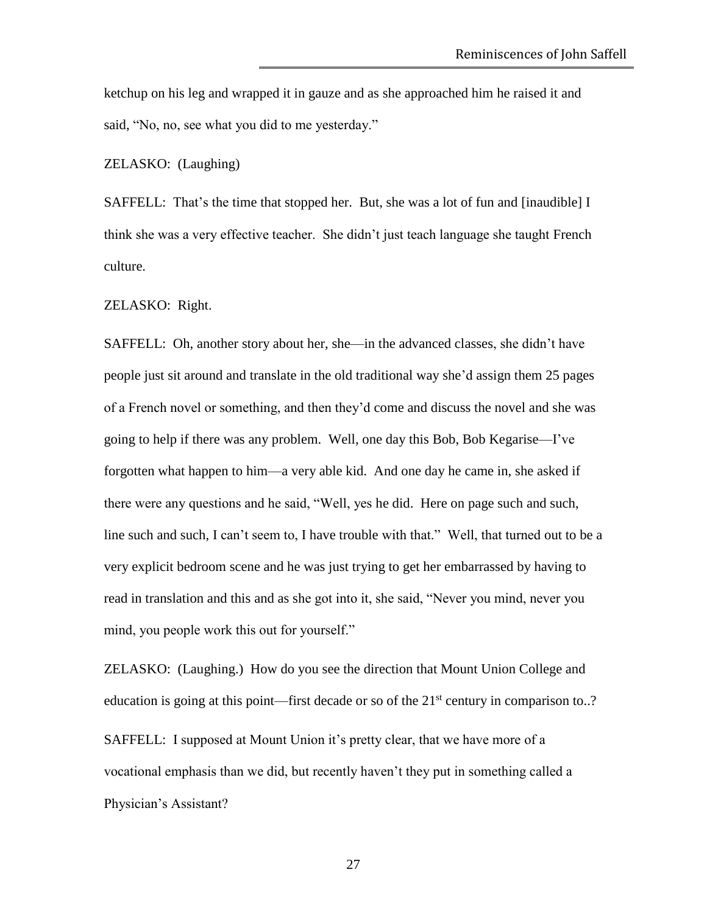ketchup on his leg and wrapped it in gauze and as she approached him he raised it and said, "No, no, see what you did to me yesterday."

ZELASKO: (Laughing)

SAFFELL: That's the time that stopped her. But, she was a lot of fun and [inaudible] I think she was a very effective teacher. She didn't just teach language she taught French culture.

ZELASKO: Right.

SAFFELL: Oh, another story about her, she—in the advanced classes, she didn't have people just sit around and translate in the old traditional way she'd assign them 25 pages of a French novel or something, and then they'd come and discuss the novel and she was going to help if there was any problem. Well, one day this Bob, Bob Kegarise—I've forgotten what happen to him—a very able kid. And one day he came in, she asked if there were any questions and he said, "Well, yes he did. Here on page such and such, line such and such, I can't seem to, I have trouble with that." Well, that turned out to be a very explicit bedroom scene and he was just trying to get her embarrassed by having to read in translation and this and as she got into it, she said, "Never you mind, never you mind, you people work this out for yourself."

ZELASKO: (Laughing.) How do you see the direction that Mount Union College and education is going at this point—first decade or so of the 21st century in comparison to..?

SAFFELL: I supposed at Mount Union it's pretty clear, that we have more of a vocational emphasis than we did, but recently haven't they put in something called a Physician's Assistant?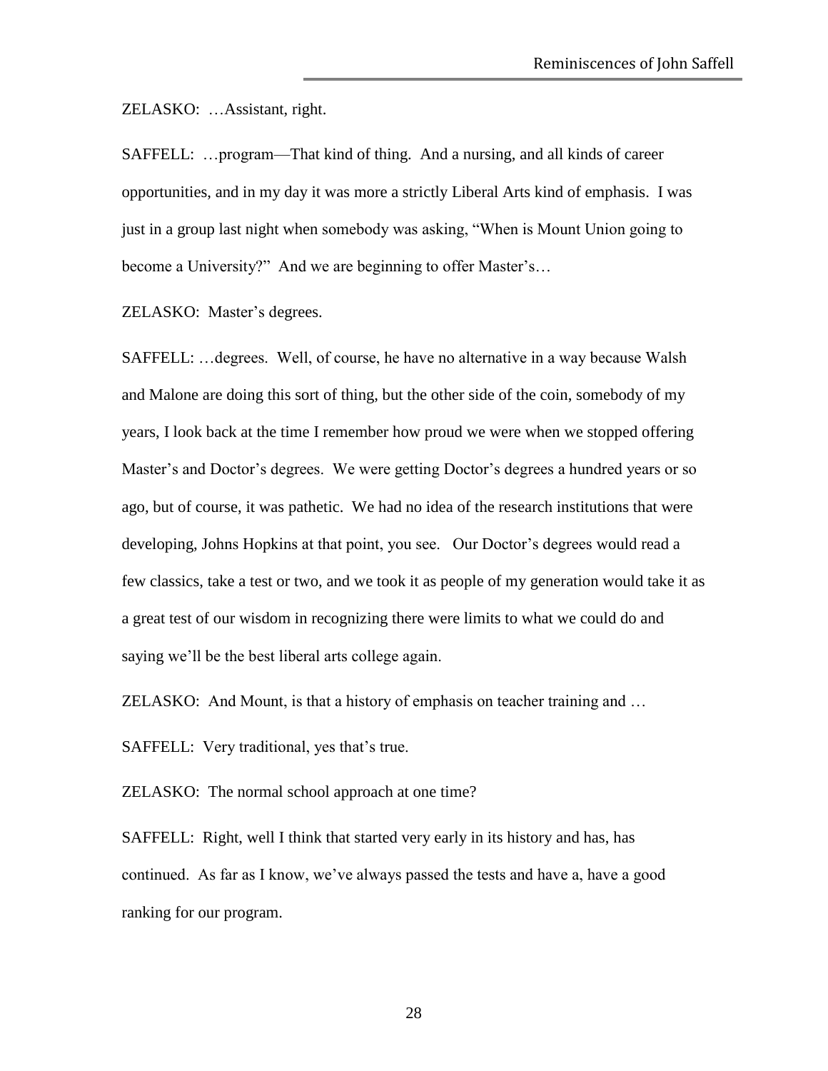ZELASKO: …Assistant, right.

SAFFELL: …program—That kind of thing. And a nursing, and all kinds of career opportunities, and in my day it was more a strictly Liberal Arts kind of emphasis. I was just in a group last night when somebody was asking, "When is Mount Union going to become a University?" And we are beginning to offer Master's…

ZELASKO: Master's degrees.

SAFFELL: …degrees. Well, of course, he have no alternative in a way because Walsh and Malone are doing this sort of thing, but the other side of the coin, somebody of my years, I look back at the time I remember how proud we were when we stopped offering Master's and Doctor's degrees. We were getting Doctor's degrees a hundred years or so ago, but of course, it was pathetic. We had no idea of the research institutions that were developing, Johns Hopkins at that point, you see. Our Doctor's degrees would read a few classics, take a test or two, and we took it as people of my generation would take it as a great test of our wisdom in recognizing there were limits to what we could do and saying we'll be the best liberal arts college again.

ZELASKO: And Mount, is that a history of emphasis on teacher training and …

SAFFELL: Very traditional, yes that's true.

ZELASKO: The normal school approach at one time?

SAFFELL: Right, well I think that started very early in its history and has, has continued. As far as I know, we've always passed the tests and have a, have a good ranking for our program.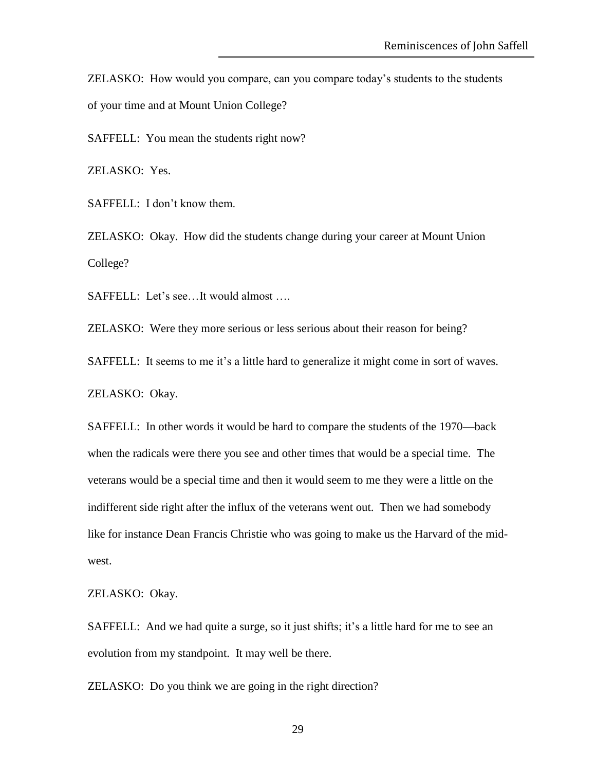ZELASKO: How would you compare, can you compare today's students to the students of your time and at Mount Union College?

SAFFELL: You mean the students right now?

ZELASKO: Yes.

SAFFELL: I don't know them.

ZELASKO: Okay. How did the students change during your career at Mount Union College?

SAFFELL: Let's see…It would almost ….

ZELASKO: Were they more serious or less serious about their reason for being?

SAFFELL: It seems to me it's a little hard to generalize it might come in sort of waves.

ZELASKO: Okay.

SAFFELL: In other words it would be hard to compare the students of the 1970—back when the radicals were there you see and other times that would be a special time. The veterans would be a special time and then it would seem to me they were a little on the indifferent side right after the influx of the veterans went out. Then we had somebody like for instance Dean Francis Christie who was going to make us the Harvard of the mid-west.

ZELASKO: Okay.

SAFFELL: And we had quite a surge, so it just shifts; it's a little hard for me to see an evolution from my standpoint. It may well be there.

ZELASKO: Do you think we are going in the right direction?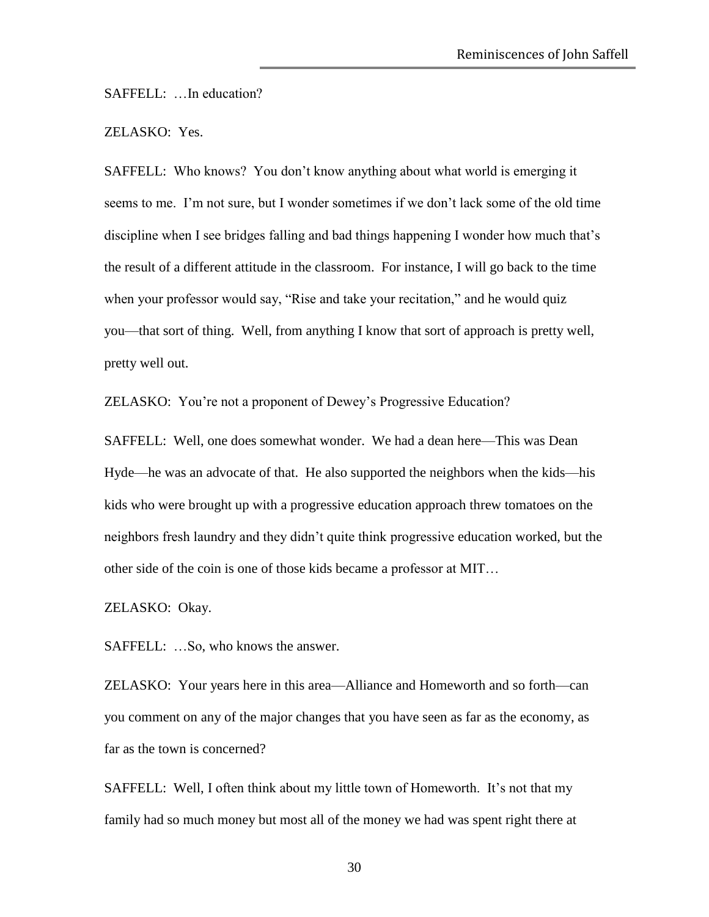SAFFELL: …In education?

ZELASKO: Yes.

SAFFELL: Who knows? You don't know anything about what world is emerging it seems to me. I'm not sure, but I wonder sometimes if we don't lack some of the old time discipline when I see bridges falling and bad things happening I wonder how much that's the result of a different attitude in the classroom. For instance, I will go back to the time when your professor would say, "Rise and take your recitation," and he would quiz you—that sort of thing. Well, from anything I know that sort of approach is pretty well, pretty well out.

ZELASKO: You're not a proponent of Dewey's Progressive Education?

SAFFELL: Well, one does somewhat wonder. We had a dean here—This was Dean Hyde—he was an advocate of that. He also supported the neighbors when the kids—his kids who were brought up with a progressive education approach threw tomatoes on the neighbors fresh laundry and they didn't quite think progressive education worked, but the other side of the coin is one of those kids became a professor at MIT…

ZELASKO: Okay.

SAFFELL: …So, who knows the answer.

ZELASKO: Your years here in this area—Alliance and Homeworth and so forth—can you comment on any of the major changes that you have seen as far as the economy, as far as the town is concerned?

SAFFELL: Well, I often think about my little town of Homeworth. It's not that my family had so much money but most all of the money we had was spent right there at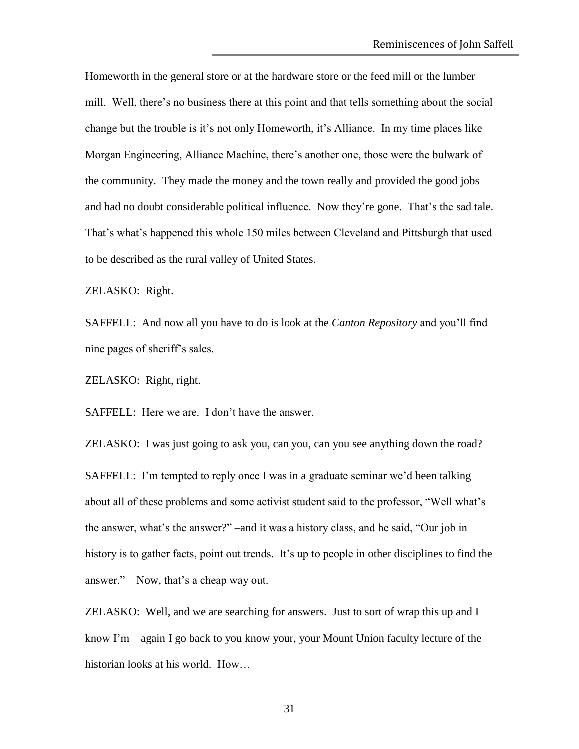Homeworth in the general store or at the hardware store or the feed mill or the lumber mill. Well, there's no business there at this point and that tells something about the social change but the trouble is it's not only Homeworth, it's Alliance. In my time places like Morgan Engineering, Alliance Machine, there's another one, those were the bulwark of the community. They made the money and the town really and provided the good jobs and had no doubt considerable political influence. Now they're gone. That's the sad tale. That's what's happened this whole 150 miles between Cleveland and Pittsburgh that used to be described as the rural valley of United States.

ZELASKO: Right.

SAFFELL: And now all you have to do is look at the *Canton Repository* and you'll find nine pages of sheriff's sales.

ZELASKO: Right, right.

SAFFELL: Here we are. I don't have the answer.

ZELASKO: I was just going to ask you, can you, can you see anything down the road?

SAFFELL: I'm tempted to reply once I was in a graduate seminar we'd been talking about all of these problems and some activist student said to the professor, "Well what's the answer, what's the answer?" –and it was a history class, and he said, "Our job in history is to gather facts, point out trends. It's up to people in other disciplines to find the answer."—Now, that's a cheap way out.

ZELASKO: Well, and we are searching for answers. Just to sort of wrap this up and I know I'm—again I go back to you know your, your Mount Union faculty lecture of the historian looks at his world. How…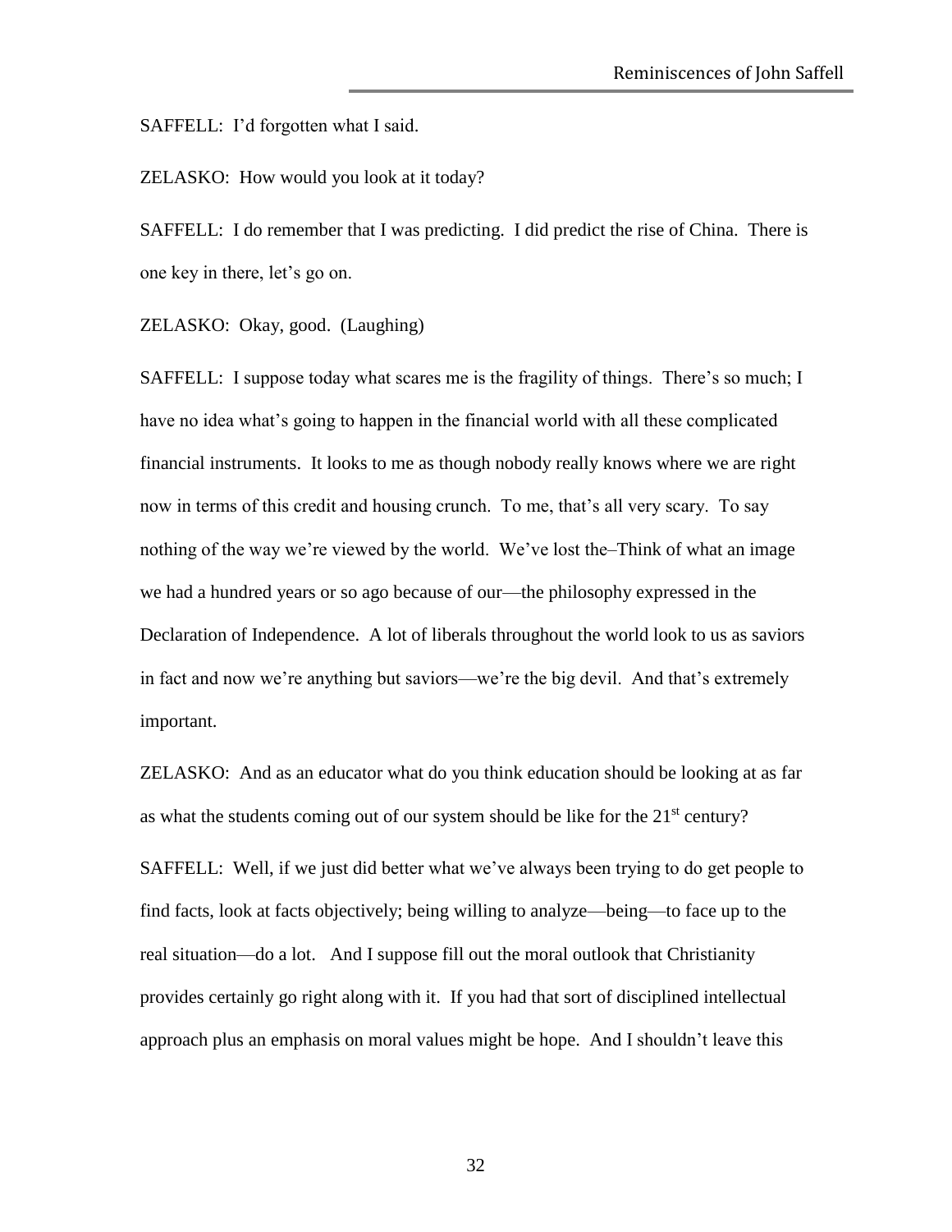SAFFELL: I'd forgotten what I said.

ZELASKO: How would you look at it today?

SAFFELL: I do remember that I was predicting. I did predict the rise of China. There is one key in there, let's go on.

ZELASKO: Okay, good. (Laughing)

SAFFELL: I suppose today what scares me is the fragility of things. There's so much; I have no idea what's going to happen in the financial world with all these complicated financial instruments. It looks to me as though nobody really knows where we are right now in terms of this credit and housing crunch. To me, that's all very scary. To say nothing of the way we're viewed by the world. We've lost the–Think of what an image we had a hundred years or so ago because of our—the philosophy expressed in the Declaration of Independence. A lot of liberals throughout the world look to us as saviors in fact and now we're anything but saviors—we're the big devil. And that's extremely important.

ZELASKO: And as an educator what do you think education should be looking at as far as what the students coming out of our system should be like for the 21st century?

SAFFELL: Well, if we just did better what we've always been trying to do get people to find facts, look at facts objectively; being willing to analyze—being—to face up to the real situation—do a lot. And I suppose fill out the moral outlook that Christianity provides certainly go right along with it. If you had that sort of disciplined intellectual approach plus an emphasis on moral values might be hope. And I shouldn't leave this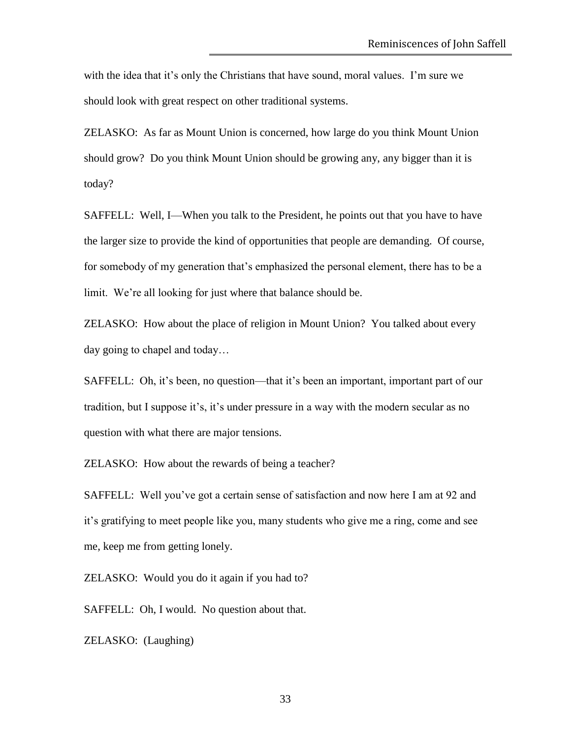with the idea that it's only the Christians that have sound, moral values. I'm sure we should look with great respect on other traditional systems.

ZELASKO: As far as Mount Union is concerned, how large do you think Mount Union should grow? Do you think Mount Union should be growing any, any bigger than it is today?

SAFFELL: Well, I—When you talk to the President, he points out that you have to have the larger size to provide the kind of opportunities that people are demanding. Of course, for somebody of my generation that's emphasized the personal element, there has to be a limit. We're all looking for just where that balance should be.

ZELASKO: How about the place of religion in Mount Union? You talked about every day going to chapel and today…

SAFFELL: Oh, it's been, no question—that it's been an important, important part of our tradition, but I suppose it's, it's under pressure in a way with the modern secular as no question with what there are major tensions.

ZELASKO: How about the rewards of being a teacher?

SAFFELL: Well you've got a certain sense of satisfaction and now here I am at 92 and it's gratifying to meet people like you, many students who give me a ring, come and see me, keep me from getting lonely.

ZELASKO: Would you do it again if you had to?

SAFFELL: Oh, I would. No question about that.

ZELASKO: (Laughing)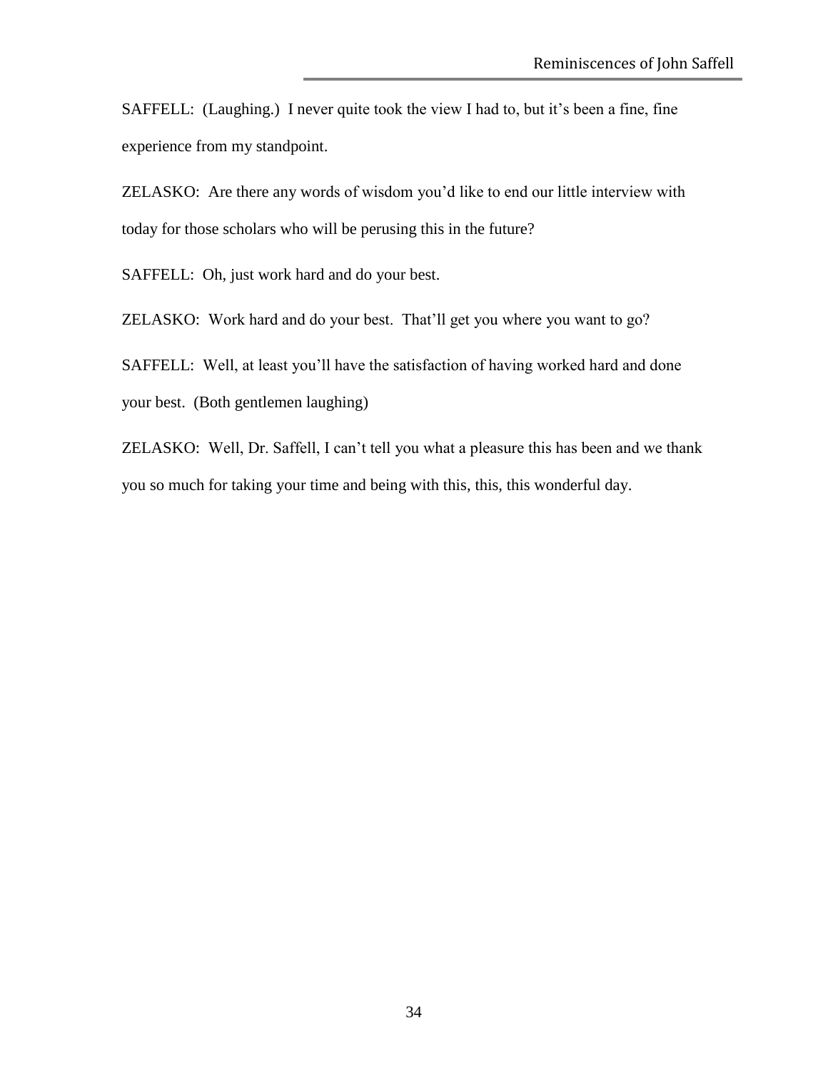SAFFELL: (Laughing.) I never quite took the view I had to, but it's been a fine, fine experience from my standpoint.

ZELASKO: Are there any words of wisdom you'd like to end our little interview with today for those scholars who will be perusing this in the future?

SAFFELL: Oh, just work hard and do your best.

ZELASKO: Work hard and do your best. That'll get you where you want to go?

SAFFELL: Well, at least you'll have the satisfaction of having worked hard and done your best. (Both gentlemen laughing)

ZELASKO: Well, Dr. Saffell, I can't tell you what a pleasure this has been and we thank you so much for taking your time and being with this, this, this wonderful day.